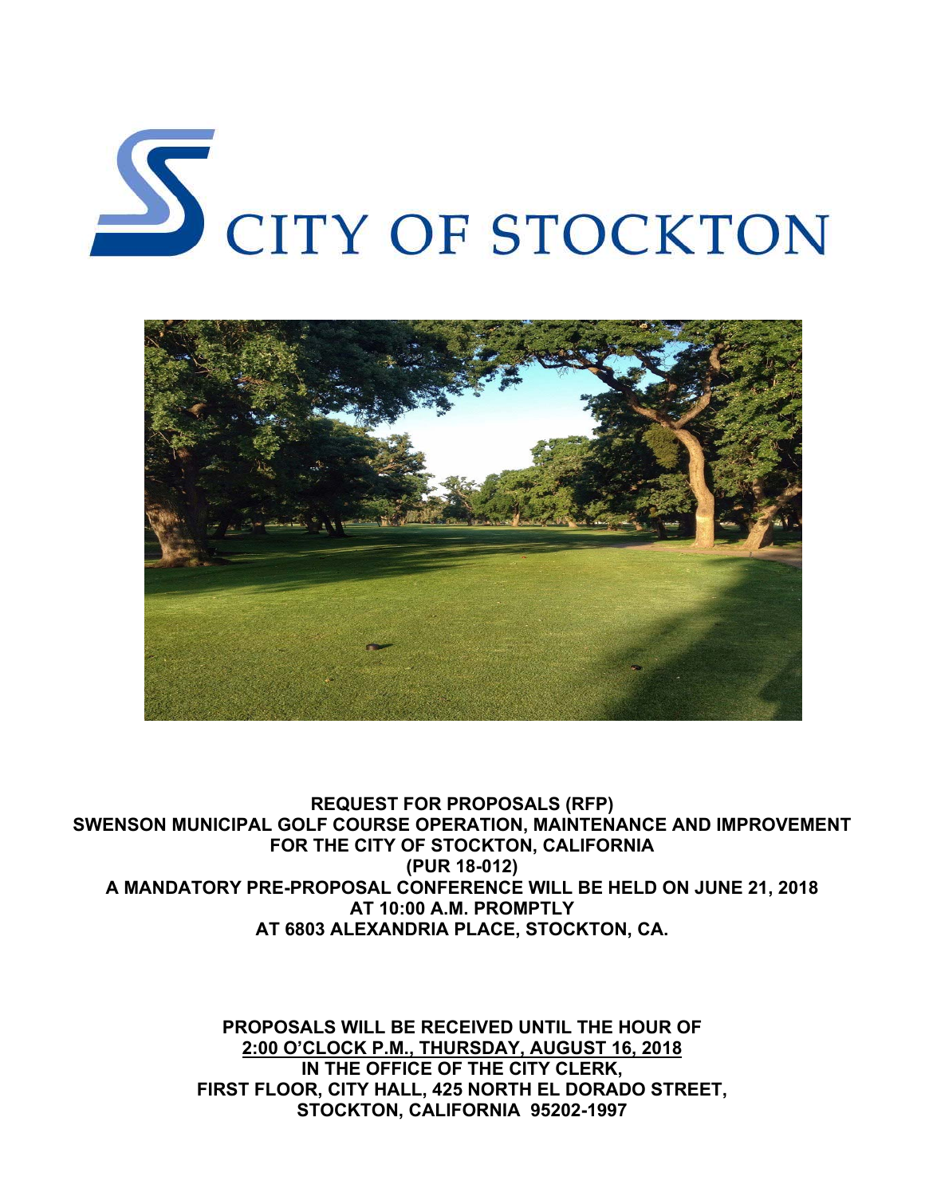# CITY OF STOCKTON

**REQUEST FOR PROPOSALS (RFP)**
**SWENSON MUNICIPAL GOLF COURSE OPERATION, MAINTENANCE AND IMPROVEMENT**
**FOR THE CITY OF STOCKTON, CALIFORNIA**
**(PUR 18-012)**
**A MANDATORY PRE-PROPOSAL CONFERENCE WILL BE HELD ON JUNE 21, 2018**
**AT 10:00 A.M. PROMPTLY**
**AT 6803 ALEXANDRIA PLACE, STOCKTON, CA.**

**PROPOSALS WILL BE RECEIVED UNTIL THE HOUR OF**
**2:00 O'CLOCK P.M., THURSDAY, AUGUST 16, 2018**
**IN THE OFFICE OF THE CITY CLERK,**
**FIRST FLOOR, CITY HALL, 425 NORTH EL DORADO STREET,**
**STOCKTON, CALIFORNIA 95202-1997**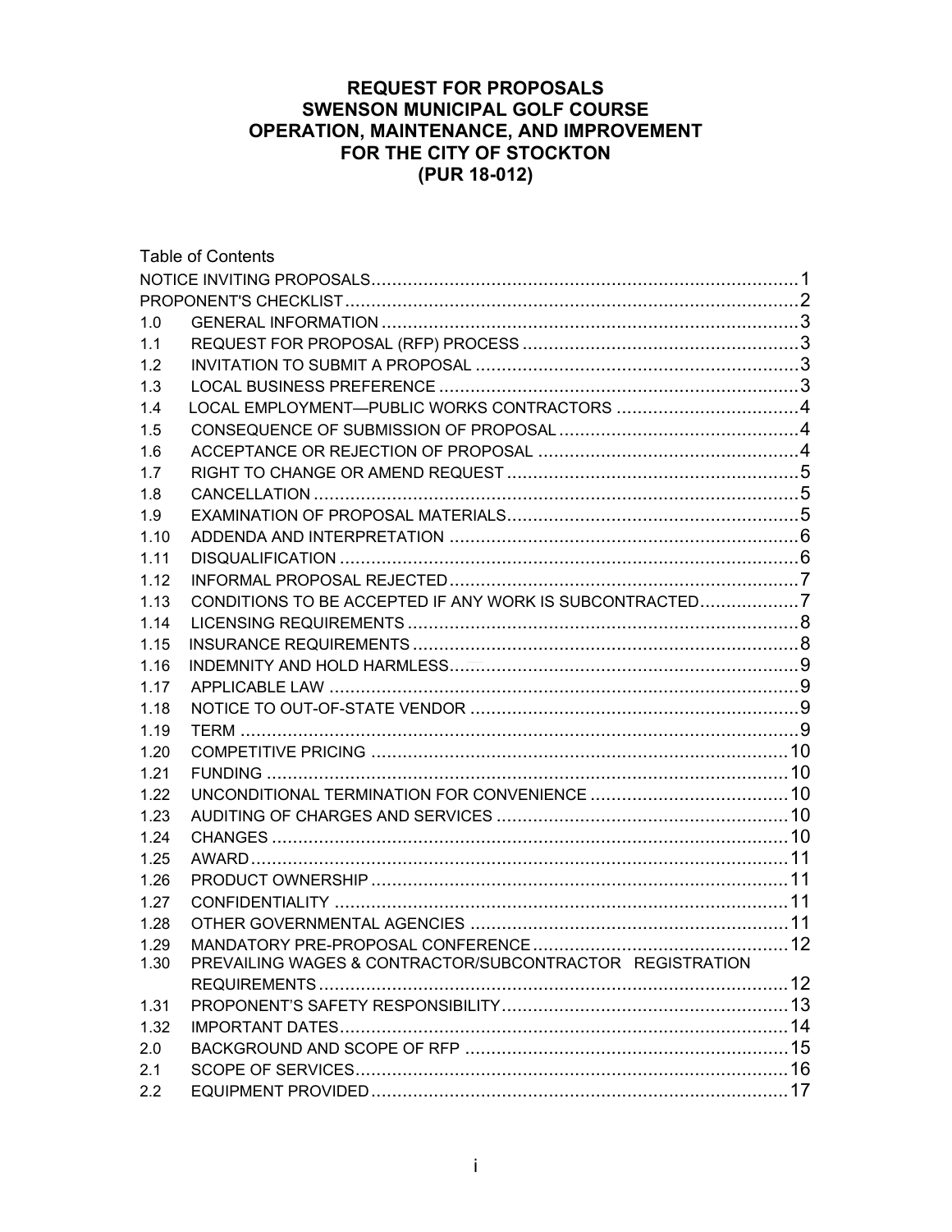# REQUEST FOR PROPOSALS
# SWENSON MUNICIPAL GOLF COURSE
# OPERATION, MAINTENANCE, AND IMPROVEMENT
# FOR THE CITY OF STOCKTON
# (PUR 18-012)

Table of Contents

| | | |
|---|---|---|
| NOTICE INVITING PROPOSALS | | 1 |
| PROPONENT'S CHECKLIST | | 2 |
| 1.0 | GENERAL INFORMATION | 3 |
| 1.1 | REQUEST FOR PROPOSAL (RFP) PROCESS | 3 |
| 1.2 | INVITATION TO SUBMIT A PROPOSAL | 3 |
| 1.3 | LOCAL BUSINESS PREFERENCE | 3 |
| 1.4 | LOCAL EMPLOYMENT—PUBLIC WORKS CONTRACTORS | 4 |
| 1.5 | CONSEQUENCE OF SUBMISSION OF PROPOSAL | 4 |
| 1.6 | ACCEPTANCE OR REJECTION OF PROPOSAL | 4 |
| 1.7 | RIGHT TO CHANGE OR AMEND REQUEST | 5 |
| 1.8 | CANCELLATION | 5 |
| 1.9 | EXAMINATION OF PROPOSAL MATERIALS | 5 |
| 1.10 | ADDENDA AND INTERPRETATION | 6 |
| 1.11 | DISQUALIFICATION | 6 |
| 1.12 | INFORMAL PROPOSAL REJECTED | 7 |
| 1.13 | CONDITIONS TO BE ACCEPTED IF ANY WORK IS SUBCONTRACTED | 7 |
| 1.14 | LICENSING REQUIREMENTS | 8 |
| 1.15 | INSURANCE REQUIREMENTS | 8 |
| 1.16 | INDEMNITY AND HOLD HARMLESS | 9 |
| 1.17 | APPLICABLE LAW | 9 |
| 1.18 | NOTICE TO OUT-OF-STATE VENDOR | 9 |
| 1.19 | TERM | 9 |
| 1.20 | COMPETITIVE PRICING | 10 |
| 1.21 | FUNDING | 10 |
| 1.22 | UNCONDITIONAL TERMINATION FOR CONVENIENCE | 10 |
| 1.23 | AUDITING OF CHARGES AND SERVICES | 10 |
| 1.24 | CHANGES | 10 |
| 1.25 | AWARD | 11 |
| 1.26 | PRODUCT OWNERSHIP | 11 |
| 1.27 | CONFIDENTIALITY | 11 |
| 1.28 | OTHER GOVERNMENTAL AGENCIES | 11 |
| 1.29 | MANDATORY PRE-PROPOSAL CONFERENCE | 12 |
| 1.30 | PREVAILING WAGES & CONTRACTOR/SUBCONTRACTOR REGISTRATION REQUIREMENTS | 12 |
| 1.31 | PROPONENT'S SAFETY RESPONSIBILITY | 13 |
| 1.32 | IMPORTANT DATES | 14 |
| 2.0 | BACKGROUND AND SCOPE OF RFP | 15 |
| 2.1 | SCOPE OF SERVICES | 16 |
| 2.2 | EQUIPMENT PROVIDED | 17 |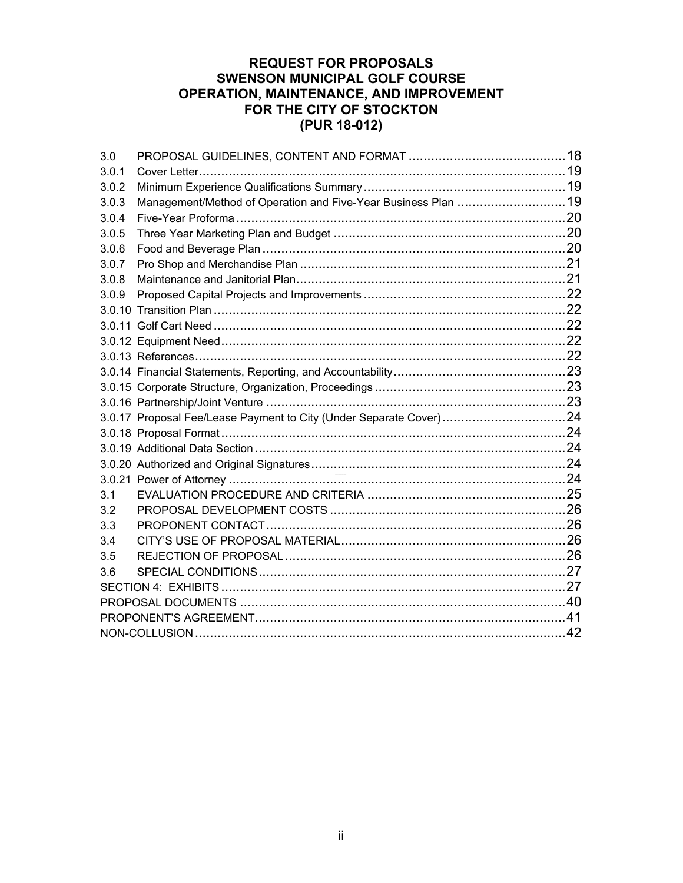# REQUEST FOR PROPOSALS
# SWENSON MUNICIPAL GOLF COURSE
# OPERATION, MAINTENANCE, AND IMPROVEMENT
# FOR THE CITY OF STOCKTON
# (PUR 18-012)

| | | |
|---|---|---|
| 3.0 | PROPOSAL GUIDELINES, CONTENT AND FORMAT | 18 |
| 3.0.1 | Cover Letter | 19 |
| 3.0.2 | Minimum Experience Qualifications Summary | 19 |
| 3.0.3 | Management/Method of Operation and Five-Year Business Plan | 19 |
| 3.0.4 | Five-Year Proforma | 20 |
| 3.0.5 | Three Year Marketing Plan and Budget | 20 |
| 3.0.6 | Food and Beverage Plan | 20 |
| 3.0.7 | Pro Shop and Merchandise Plan | 21 |
| 3.0.8 | Maintenance and Janitorial Plan | 21 |
| 3.0.9 | Proposed Capital Projects and Improvements | 22 |
| 3.0.10 | Transition Plan | 22 |
| 3.0.11 | Golf Cart Need | 22 |
| 3.0.12 | Equipment Need | 22 |
| 3.0.13 | References | 22 |
| 3.0.14 | Financial Statements, Reporting, and Accountability | 23 |
| 3.0.15 | Corporate Structure, Organization, Proceedings | 23 |
| 3.0.16 | Partnership/Joint Venture | 23 |
| 3.0.17 | Proposal Fee/Lease Payment to City (Under Separate Cover) | 24 |
| 3.0.18 | Proposal Format | 24 |
| 3.0.19 | Additional Data Section | 24 |
| 3.0.20 | Authorized and Original Signatures | 24 |
| 3.0.21 | Power of Attorney | 24 |
| 3.1 | EVALUATION PROCEDURE AND CRITERIA | 25 |
| 3.2 | PROPOSAL DEVELOPMENT COSTS | 26 |
| 3.3 | PROPONENT CONTACT | 26 |
| 3.4 | CITY'S USE OF PROPOSAL MATERIAL | 26 |
| 3.5 | REJECTION OF PROPOSAL | 26 |
| 3.6 | SPECIAL CONDITIONS | 27 |
| SECTION 4: EXHIBITS | | 27 |
| PROPOSAL DOCUMENTS | | 40 |
| PROPONENT'S AGREEMENT | | 41 |
| NON-COLLUSION | | 42 |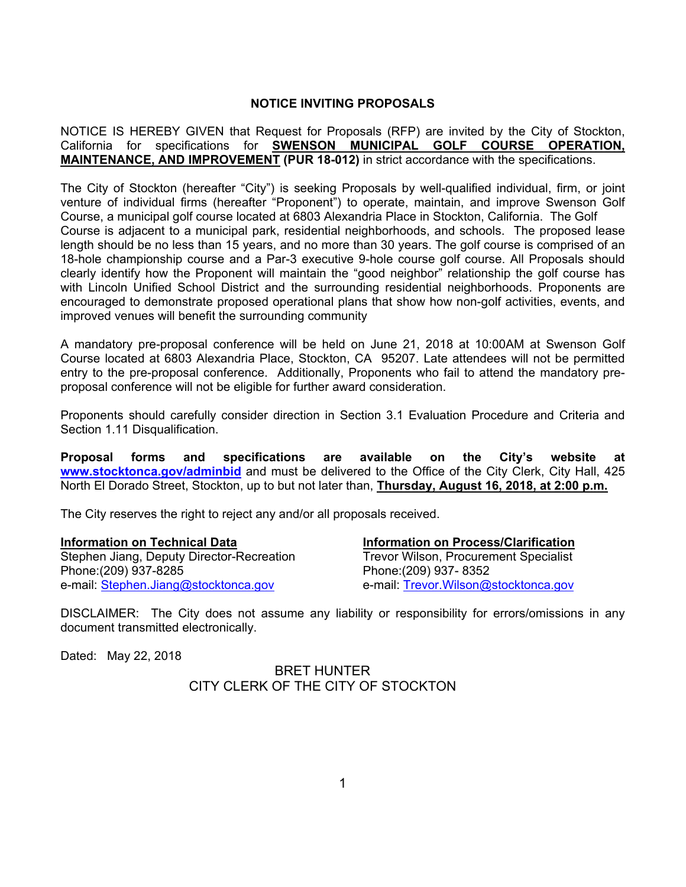# NOTICE INVITING PROPOSALS

NOTICE IS HEREBY GIVEN that Request for Proposals (RFP) are invited by the City of Stockton, California for specifications for **SWENSON MUNICIPAL GOLF COURSE OPERATION, MAINTENANCE, AND IMPROVEMENT (PUR 18-012)** in strict accordance with the specifications.

The City of Stockton (hereafter "City") is seeking Proposals by well-qualified individual, firm, or joint venture of individual firms (hereafter "Proponent") to operate, maintain, and improve Swenson Golf Course, a municipal golf course located at 6803 Alexandria Place in Stockton, California. The Golf Course is adjacent to a municipal park, residential neighborhoods, and schools. The proposed lease length should be no less than 15 years, and no more than 30 years. The golf course is comprised of an 18-hole championship course and a Par-3 executive 9-hole course golf course. All Proposals should clearly identify how the Proponent will maintain the "good neighbor" relationship the golf course has with Lincoln Unified School District and the surrounding residential neighborhoods. Proponents are encouraged to demonstrate proposed operational plans that show how non-golf activities, events, and improved venues will benefit the surrounding community

A mandatory pre-proposal conference will be held on June 21, 2018 at 10:00AM at Swenson Golf Course located at 6803 Alexandria Place, Stockton, CA 95207. Late attendees will not be permitted entry to the pre-proposal conference. Additionally, Proponents who fail to attend the mandatory pre-proposal conference will not be eligible for further award consideration.

Proponents should carefully consider direction in Section 3.1 Evaluation Procedure and Criteria and Section 1.11 Disqualification.

**Proposal forms and specifications are available on the City's website at [www.stocktonca.gov/adminbid](http://www.stocktonca.gov/adminbid)** and must be delivered to the Office of the City Clerk, City Hall, 425 North El Dorado Street, Stockton, up to but not later than, **Thursday, August 16, 2018, at 2:00 p.m.**

The City reserves the right to reject any and/or all proposals received.

**Information on Technical Data**
Stephen Jiang, Deputy Director-Recreation
Phone:(209) 937-8285
e-mail: Stephen.Jiang@stocktonca.gov

**Information on Process/Clarification**
Trevor Wilson, Procurement Specialist
Phone:(209) 937- 8352
e-mail: Trevor.Wilson@stocktonca.gov

DISCLAIMER: The City does not assume any liability or responsibility for errors/omissions in any document transmitted electronically.

Dated: May 22, 2018

BRET HUNTER
CITY CLERK OF THE CITY OF STOCKTON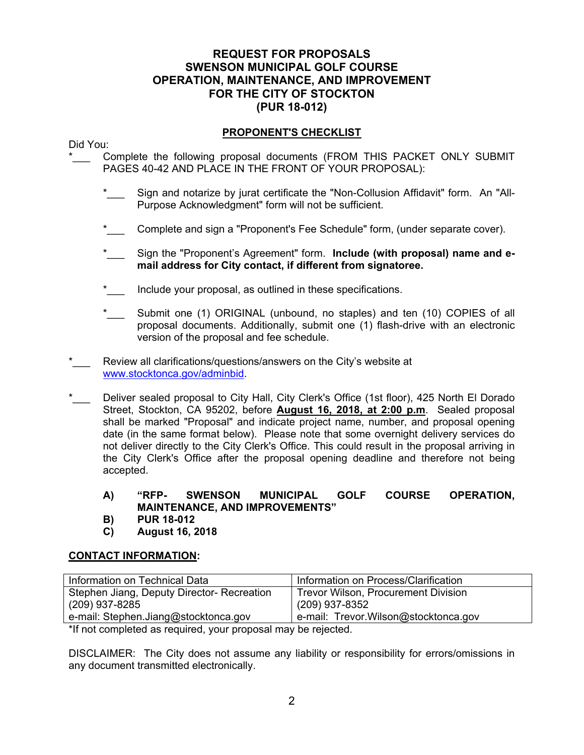# REQUEST FOR PROPOSALS
# SWENSON MUNICIPAL GOLF COURSE
# OPERATION, MAINTENANCE, AND IMPROVEMENT
# FOR THE CITY OF STOCKTON
# (PUR 18-012)

## PROPONENT'S CHECKLIST

Did You:

*___ Complete the following proposal documents (FROM THIS PACKET ONLY SUBMIT PAGES 40-42 AND PLACE IN THE FRONT OF YOUR PROPOSAL):

- *___ Sign and notarize by jurat certificate the "Non-Collusion Affidavit" form. An "All-Purpose Acknowledgment" form will not be sufficient.
- *___ Complete and sign a "Proponent's Fee Schedule" form, (under separate cover).
- *___ Sign the "Proponent's Agreement" form. **Include (with proposal) name and e-mail address for City contact, if different from signatoree.**
- *___ Include your proposal, as outlined in these specifications.
- *___ Submit one (1) ORIGINAL (unbound, no staples) and ten (10) COPIES of all proposal documents. Additionally, submit one (1) flash-drive with an electronic version of the proposal and fee schedule.

*___ Review all clarifications/questions/answers on the City's website at www.stocktonca.gov/adminbid.

*___ Deliver sealed proposal to City Hall, City Clerk's Office (1st floor), 425 North El Dorado Street, Stockton, CA 95202, before **August 16, 2018, at 2:00 p.m**. Sealed proposal shall be marked "Proposal" and indicate project name, number, and proposal opening date (in the same format below). Please note that some overnight delivery services do not deliver directly to the City Clerk's Office. This could result in the proposal arriving in the City Clerk's Office after the proposal opening deadline and therefore not being accepted.

**A) "RFP- SWENSON MUNICIPAL GOLF COURSE OPERATION, MAINTENANCE, AND IMPROVEMENTS"**
**B) PUR 18-012**
**C) August 16, 2018**

## CONTACT INFORMATION:

| Information on Technical Data | Information on Process/Clarification |
|---|---|
| Stephen Jiang, Deputy Director- Recreation<br>(209) 937-8285<br>e-mail: Stephen.Jiang@stocktonca.gov | Trevor Wilson, Procurement Division<br>(209) 937-8352<br>e-mail: Trevor.Wilson@stocktonca.gov |

*If not completed as required, your proposal may be rejected.

DISCLAIMER: The City does not assume any liability or responsibility for errors/omissions in any document transmitted electronically.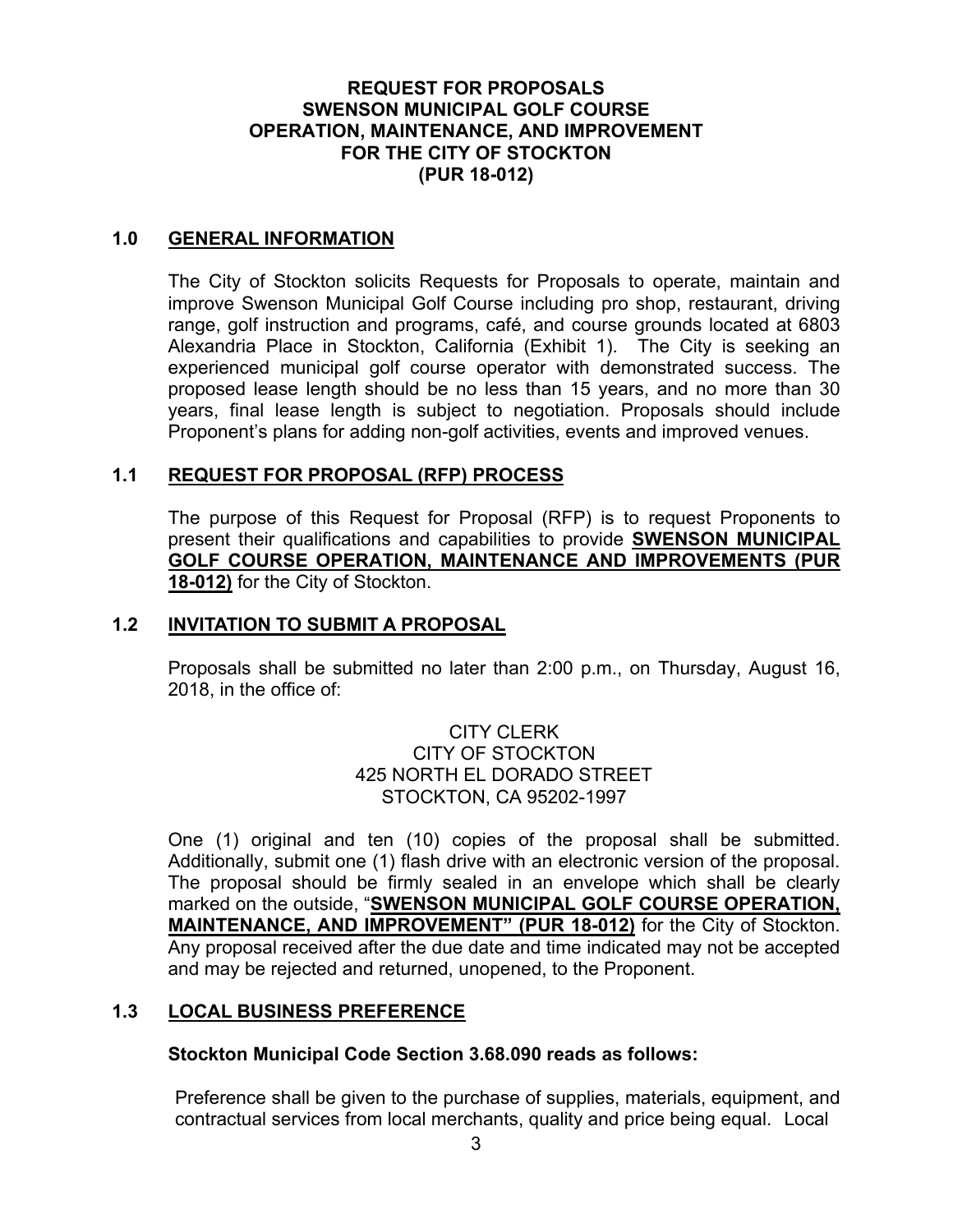# REQUEST FOR PROPOSALS
# SWENSON MUNICIPAL GOLF COURSE
# OPERATION, MAINTENANCE, AND IMPROVEMENT
# FOR THE CITY OF STOCKTON
# (PUR 18-012)

## 1.0 GENERAL INFORMATION

The City of Stockton solicits Requests for Proposals to operate, maintain and improve Swenson Municipal Golf Course including pro shop, restaurant, driving range, golf instruction and programs, café, and course grounds located at 6803 Alexandria Place in Stockton, California (Exhibit 1). The City is seeking an experienced municipal golf course operator with demonstrated success. The proposed lease length should be no less than 15 years, and no more than 30 years, final lease length is subject to negotiation. Proposals should include Proponent's plans for adding non-golf activities, events and improved venues.

## 1.1 REQUEST FOR PROPOSAL (RFP) PROCESS

The purpose of this Request for Proposal (RFP) is to request Proponents to present their qualifications and capabilities to provide **SWENSON MUNICIPAL GOLF COURSE OPERATION, MAINTENANCE AND IMPROVEMENTS (PUR 18-012)** for the City of Stockton.

## 1.2 INVITATION TO SUBMIT A PROPOSAL

Proposals shall be submitted no later than 2:00 p.m., on Thursday, August 16, 2018, in the office of:

CITY CLERK
CITY OF STOCKTON
425 NORTH EL DORADO STREET
STOCKTON, CA 95202-1997

One (1) original and ten (10) copies of the proposal shall be submitted. Additionally, submit one (1) flash drive with an electronic version of the proposal. The proposal should be firmly sealed in an envelope which shall be clearly marked on the outside, "**SWENSON MUNICIPAL GOLF COURSE OPERATION, MAINTENANCE, AND IMPROVEMENT" (PUR 18-012)** for the City of Stockton. Any proposal received after the due date and time indicated may not be accepted and may be rejected and returned, unopened, to the Proponent.

## 1.3 LOCAL BUSINESS PREFERENCE

**Stockton Municipal Code Section 3.68.090 reads as follows:**

Preference shall be given to the purchase of supplies, materials, equipment, and contractual services from local merchants, quality and price being equal. Local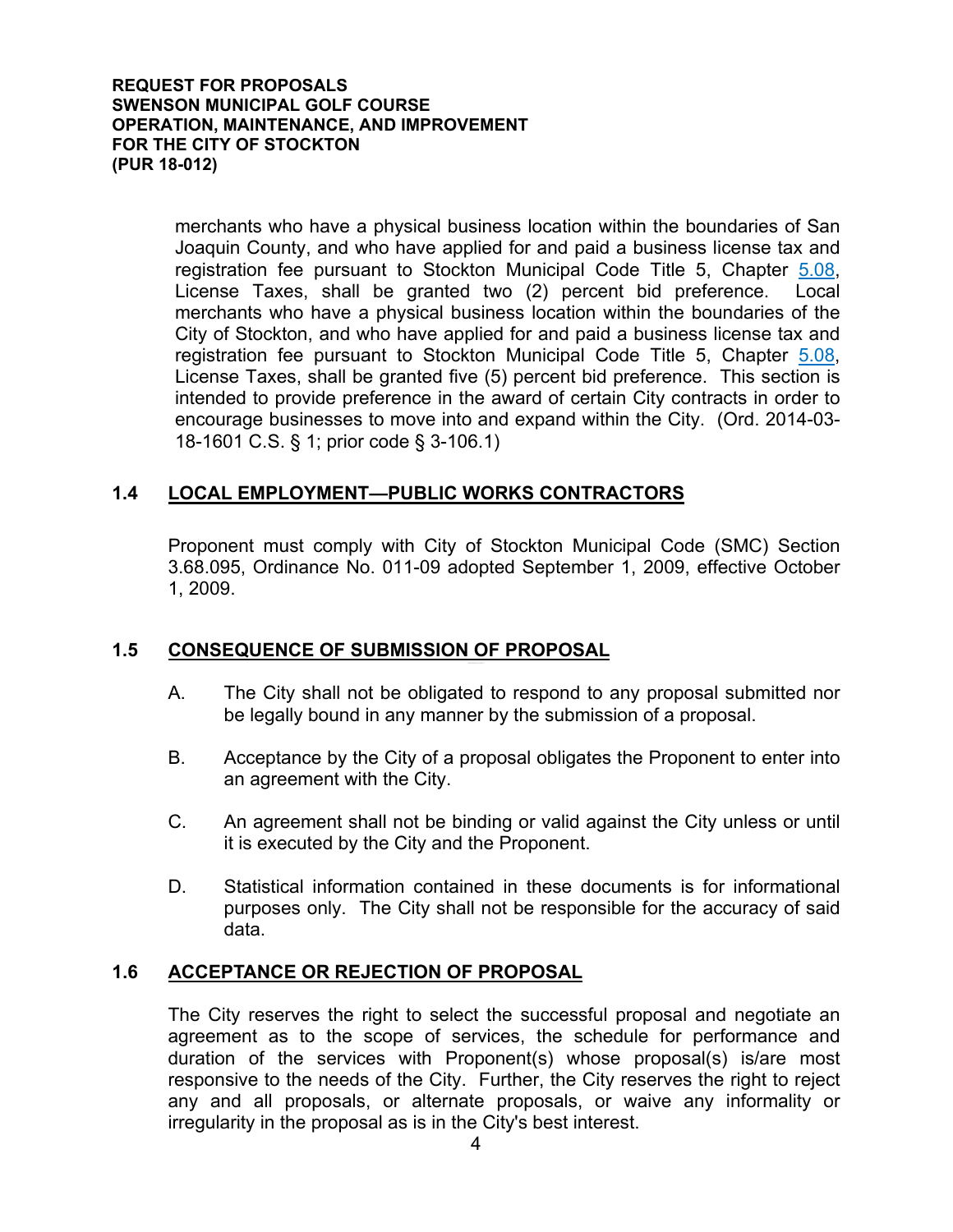merchants who have a physical business location within the boundaries of San Joaquin County, and who have applied for and paid a business license tax and registration fee pursuant to Stockton Municipal Code Title 5, Chapter 5.08, License Taxes, shall be granted two (2) percent bid preference. Local merchants who have a physical business location within the boundaries of the City of Stockton, and who have applied for and paid a business license tax and registration fee pursuant to Stockton Municipal Code Title 5, Chapter 5.08, License Taxes, shall be granted five (5) percent bid preference. This section is intended to provide preference in the award of certain City contracts in order to encourage businesses to move into and expand within the City. (Ord. 2014-03-18-1601 C.S. § 1; prior code § 3-106.1)

## 1.4 LOCAL EMPLOYMENT—PUBLIC WORKS CONTRACTORS

Proponent must comply with City of Stockton Municipal Code (SMC) Section 3.68.095, Ordinance No. 011-09 adopted September 1, 2009, effective October 1, 2009.

## 1.5 CONSEQUENCE OF SUBMISSION OF PROPOSAL

A. The City shall not be obligated to respond to any proposal submitted nor be legally bound in any manner by the submission of a proposal.

B. Acceptance by the City of a proposal obligates the Proponent to enter into an agreement with the City.

C. An agreement shall not be binding or valid against the City unless or until it is executed by the City and the Proponent.

D. Statistical information contained in these documents is for informational purposes only. The City shall not be responsible for the accuracy of said data.

## 1.6 ACCEPTANCE OR REJECTION OF PROPOSAL

The City reserves the right to select the successful proposal and negotiate an agreement as to the scope of services, the schedule for performance and duration of the services with Proponent(s) whose proposal(s) is/are most responsive to the needs of the City. Further, the City reserves the right to reject any and all proposals, or alternate proposals, or waive any informality or irregularity in the proposal as is in the City's best interest.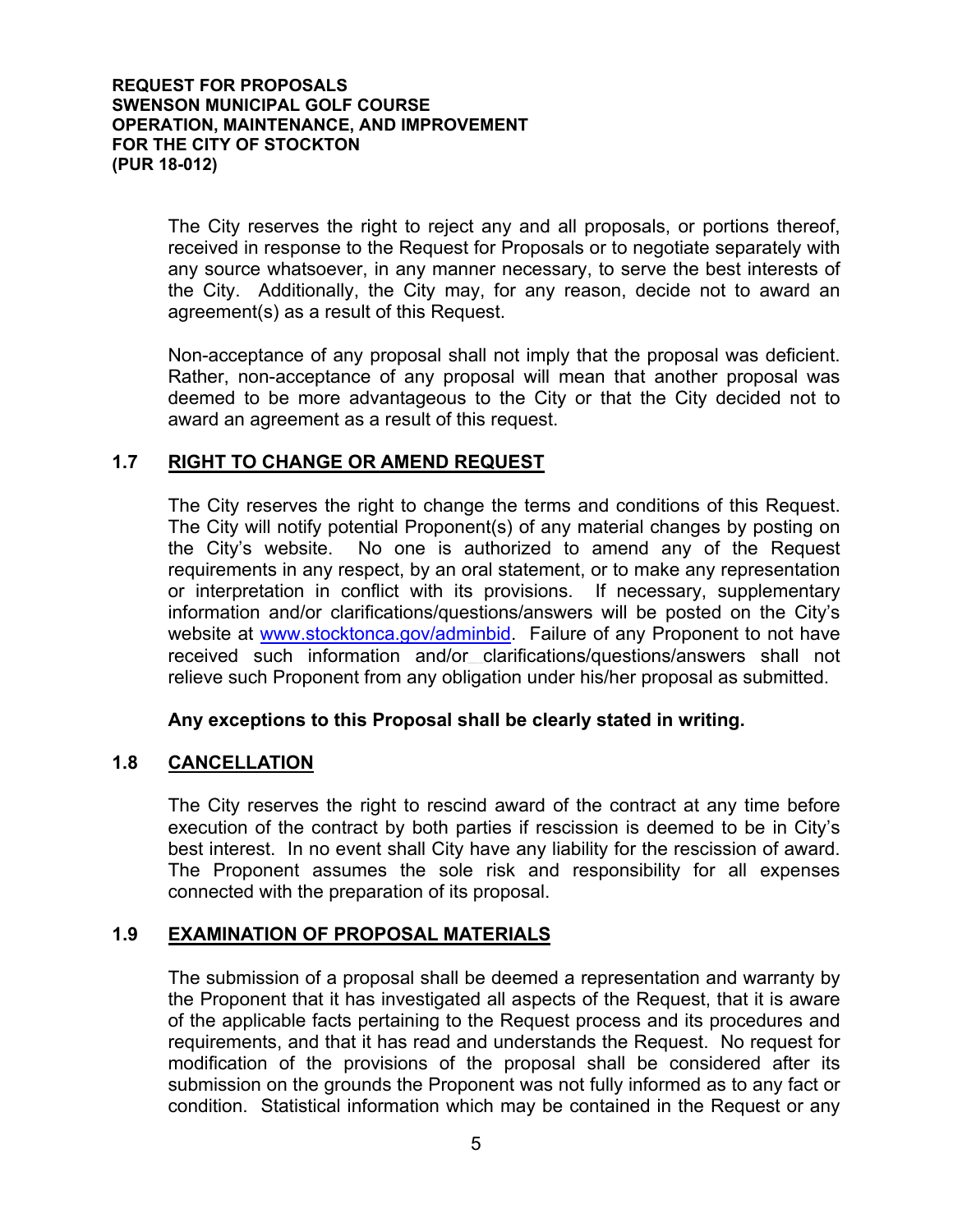The City reserves the right to reject any and all proposals, or portions thereof, received in response to the Request for Proposals or to negotiate separately with any source whatsoever, in any manner necessary, to serve the best interests of the City. Additionally, the City may, for any reason, decide not to award an agreement(s) as a result of this Request.

Non-acceptance of any proposal shall not imply that the proposal was deficient. Rather, non-acceptance of any proposal will mean that another proposal was deemed to be more advantageous to the City or that the City decided not to award an agreement as a result of this request.

## 1.7 RIGHT TO CHANGE OR AMEND REQUEST

The City reserves the right to change the terms and conditions of this Request. The City will notify potential Proponent(s) of any material changes by posting on the City's website. No one is authorized to amend any of the Request requirements in any respect, by an oral statement, or to make any representation or interpretation in conflict with its provisions. If necessary, supplementary information and/or clarifications/questions/answers will be posted on the City's website at www.stocktonca.gov/adminbid. Failure of any Proponent to not have received such information and/or clarifications/questions/answers shall not relieve such Proponent from any obligation under his/her proposal as submitted.

**Any exceptions to this Proposal shall be clearly stated in writing.**

## 1.8 CANCELLATION

The City reserves the right to rescind award of the contract at any time before execution of the contract by both parties if rescission is deemed to be in City's best interest. In no event shall City have any liability for the rescission of award. The Proponent assumes the sole risk and responsibility for all expenses connected with the preparation of its proposal.

## 1.9 EXAMINATION OF PROPOSAL MATERIALS

The submission of a proposal shall be deemed a representation and warranty by the Proponent that it has investigated all aspects of the Request, that it is aware of the applicable facts pertaining to the Request process and its procedures and requirements, and that it has read and understands the Request. No request for modification of the provisions of the proposal shall be considered after its submission on the grounds the Proponent was not fully informed as to any fact or condition. Statistical information which may be contained in the Request or any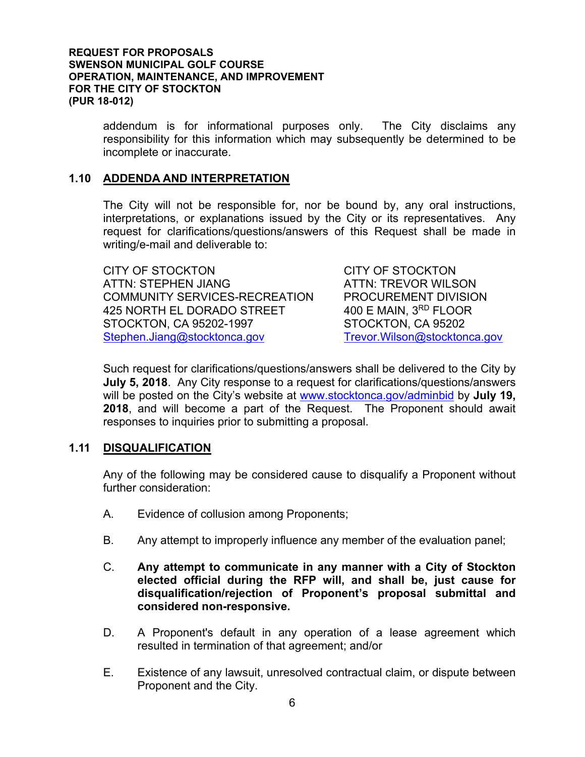addendum is for informational purposes only. The City disclaims any responsibility for this information which may subsequently be determined to be incomplete or inaccurate.

## 1.10 ADDENDA AND INTERPRETATION

The City will not be responsible for, nor be bound by, any oral instructions, interpretations, or explanations issued by the City or its representatives. Any request for clarifications/questions/answers of this Request shall be made in writing/e-mail and deliverable to:

CITY OF STOCKTON
ATTN: STEPHEN JIANG
COMMUNITY SERVICES-RECREATION
425 NORTH EL DORADO STREET
STOCKTON, CA 95202-1997
Stephen.Jiang@stocktonca.gov

CITY OF STOCKTON
ATTN: TREVOR WILSON
PROCUREMENT DIVISION
400 E MAIN, 3RD FLOOR
STOCKTON, CA 95202
Trevor.Wilson@stocktonca.gov

Such request for clarifications/questions/answers shall be delivered to the City by **July 5, 2018**. Any City response to a request for clarifications/questions/answers will be posted on the City's website at www.stocktonca.gov/adminbid by **July 19, 2018**, and will become a part of the Request. The Proponent should await responses to inquiries prior to submitting a proposal.

## 1.11 DISQUALIFICATION

Any of the following may be considered cause to disqualify a Proponent without further consideration:

A. Evidence of collusion among Proponents;

B. Any attempt to improperly influence any member of the evaluation panel;

C. **Any attempt to communicate in any manner with a City of Stockton elected official during the RFP will, and shall be, just cause for disqualification/rejection of Proponent's proposal submittal and considered non-responsive.**

D. A Proponent's default in any operation of a lease agreement which resulted in termination of that agreement; and/or

E. Existence of any lawsuit, unresolved contractual claim, or dispute between Proponent and the City.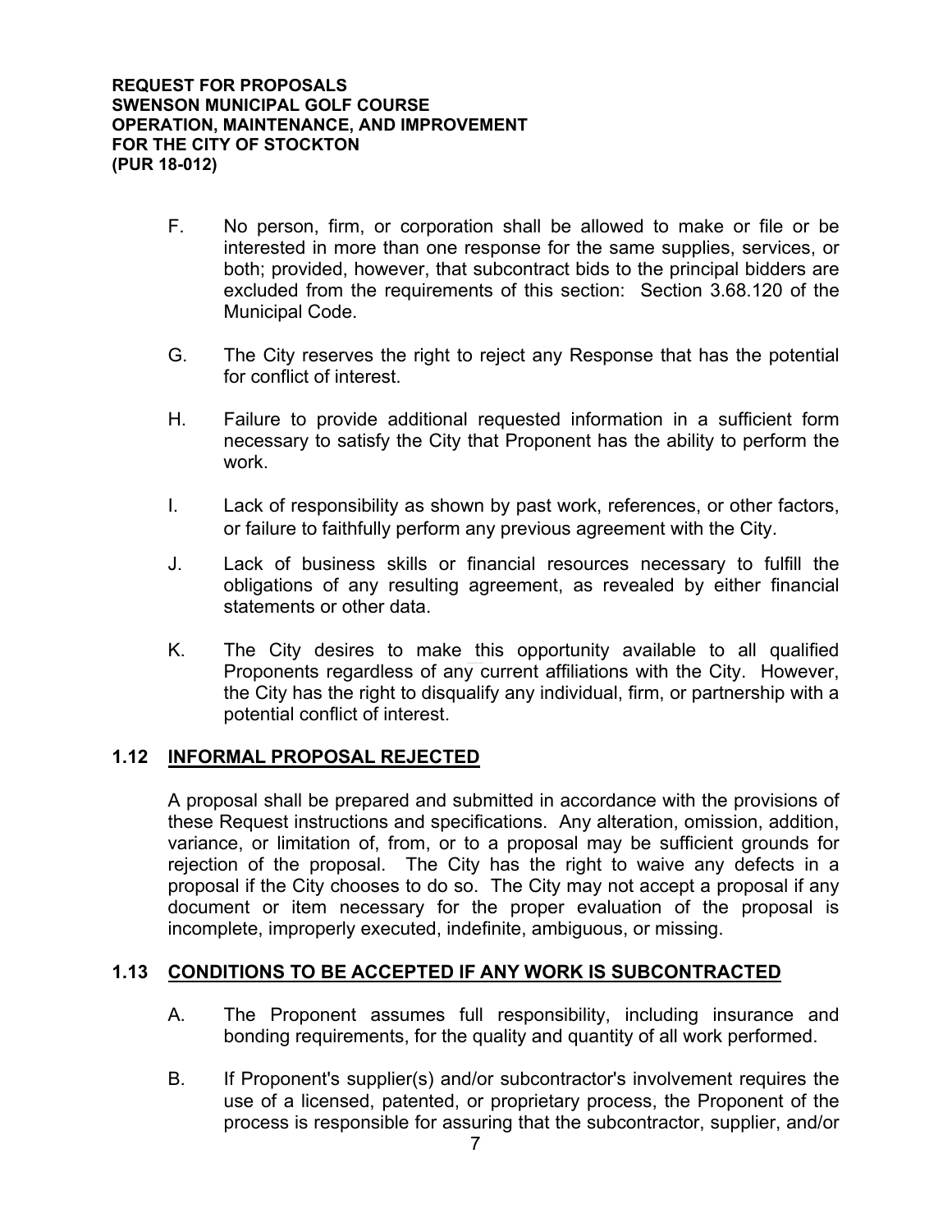F. No person, firm, or corporation shall be allowed to make or file or be interested in more than one response for the same supplies, services, or both; provided, however, that subcontract bids to the principal bidders are excluded from the requirements of this section: Section 3.68.120 of the Municipal Code.

G. The City reserves the right to reject any Response that has the potential for conflict of interest.

H. Failure to provide additional requested information in a sufficient form necessary to satisfy the City that Proponent has the ability to perform the work.

I. Lack of responsibility as shown by past work, references, or other factors, or failure to faithfully perform any previous agreement with the City.

J. Lack of business skills or financial resources necessary to fulfill the obligations of any resulting agreement, as revealed by either financial statements or other data.

K. The City desires to make this opportunity available to all qualified Proponents regardless of any current affiliations with the City. However, the City has the right to disqualify any individual, firm, or partnership with a potential conflict of interest.

## 1.12 INFORMAL PROPOSAL REJECTED

A proposal shall be prepared and submitted in accordance with the provisions of these Request instructions and specifications. Any alteration, omission, addition, variance, or limitation of, from, or to a proposal may be sufficient grounds for rejection of the proposal. The City has the right to waive any defects in a proposal if the City chooses to do so. The City may not accept a proposal if any document or item necessary for the proper evaluation of the proposal is incomplete, improperly executed, indefinite, ambiguous, or missing.

## 1.13 CONDITIONS TO BE ACCEPTED IF ANY WORK IS SUBCONTRACTED

A. The Proponent assumes full responsibility, including insurance and bonding requirements, for the quality and quantity of all work performed.

B. If Proponent's supplier(s) and/or subcontractor's involvement requires the use of a licensed, patented, or proprietary process, the Proponent of the process is responsible for assuring that the subcontractor, supplier, and/or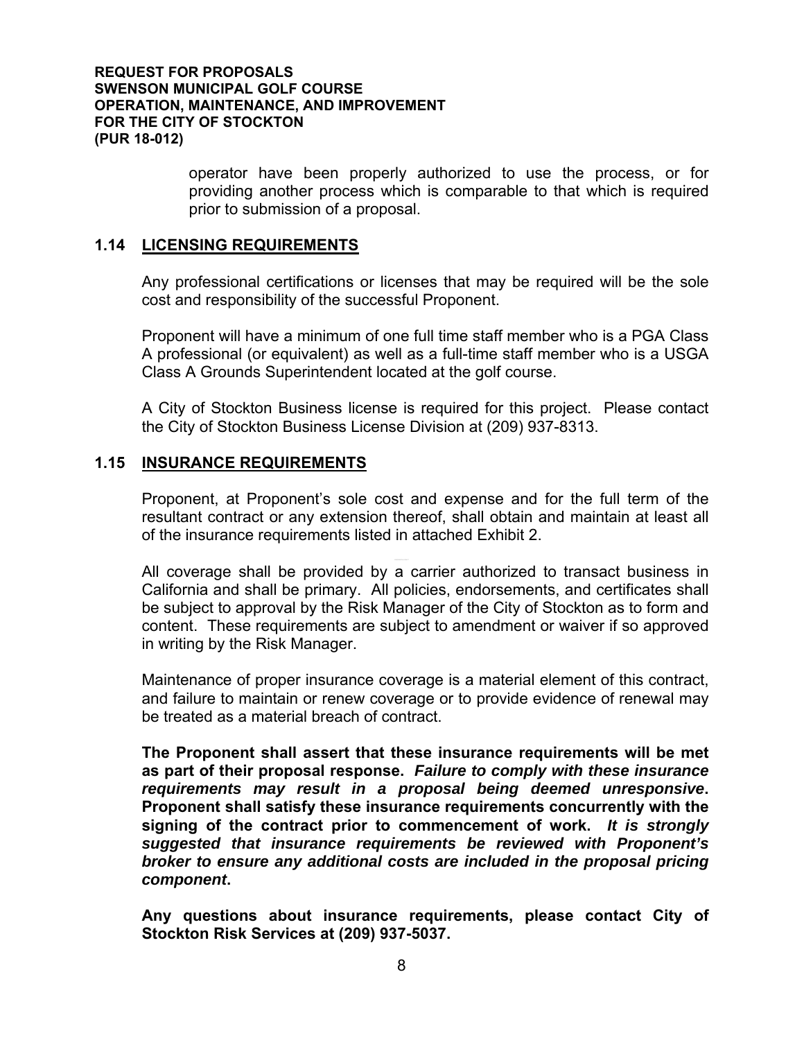operator have been properly authorized to use the process, or for providing another process which is comparable to that which is required prior to submission of a proposal.

## 1.14 LICENSING REQUIREMENTS

Any professional certifications or licenses that may be required will be the sole cost and responsibility of the successful Proponent.

Proponent will have a minimum of one full time staff member who is a PGA Class A professional (or equivalent) as well as a full-time staff member who is a USGA Class A Grounds Superintendent located at the golf course.

A City of Stockton Business license is required for this project. Please contact the City of Stockton Business License Division at (209) 937-8313.

## 1.15 INSURANCE REQUIREMENTS

Proponent, at Proponent's sole cost and expense and for the full term of the resultant contract or any extension thereof, shall obtain and maintain at least all of the insurance requirements listed in attached Exhibit 2.

All coverage shall be provided by a carrier authorized to transact business in California and shall be primary. All policies, endorsements, and certificates shall be subject to approval by the Risk Manager of the City of Stockton as to form and content. These requirements are subject to amendment or waiver if so approved in writing by the Risk Manager.

Maintenance of proper insurance coverage is a material element of this contract, and failure to maintain or renew coverage or to provide evidence of renewal may be treated as a material breach of contract.

**The Proponent shall assert that these insurance requirements will be met as part of their proposal response. *Failure to comply with these insurance requirements may result in a proposal being deemed unresponsive*. Proponent shall satisfy these insurance requirements concurrently with the signing of the contract prior to commencement of work. *It is strongly suggested that insurance requirements be reviewed with Proponent's broker to ensure any additional costs are included in the proposal pricing component*.**

**Any questions about insurance requirements, please contact City of Stockton Risk Services at (209) 937-5037.**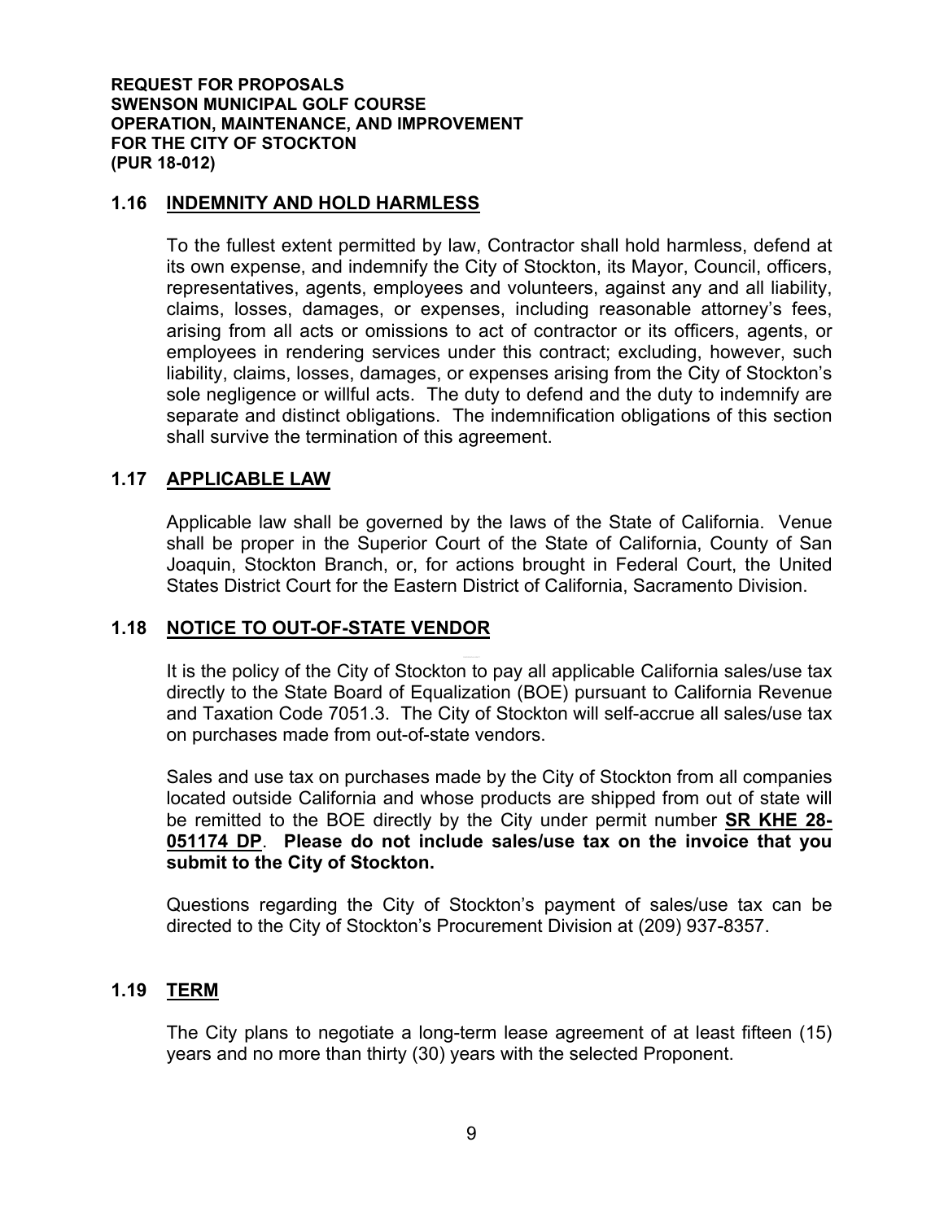## 1.16 INDEMNITY AND HOLD HARMLESS

To the fullest extent permitted by law, Contractor shall hold harmless, defend at its own expense, and indemnify the City of Stockton, its Mayor, Council, officers, representatives, agents, employees and volunteers, against any and all liability, claims, losses, damages, or expenses, including reasonable attorney's fees, arising from all acts or omissions to act of contractor or its officers, agents, or employees in rendering services under this contract; excluding, however, such liability, claims, losses, damages, or expenses arising from the City of Stockton's sole negligence or willful acts. The duty to defend and the duty to indemnify are separate and distinct obligations. The indemnification obligations of this section shall survive the termination of this agreement.

## 1.17 APPLICABLE LAW

Applicable law shall be governed by the laws of the State of California. Venue shall be proper in the Superior Court of the State of California, County of San Joaquin, Stockton Branch, or, for actions brought in Federal Court, the United States District Court for the Eastern District of California, Sacramento Division.

## 1.18 NOTICE TO OUT-OF-STATE VENDOR

It is the policy of the City of Stockton to pay all applicable California sales/use tax directly to the State Board of Equalization (BOE) pursuant to California Revenue and Taxation Code 7051.3. The City of Stockton will self-accrue all sales/use tax on purchases made from out-of-state vendors.

Sales and use tax on purchases made by the City of Stockton from all companies located outside California and whose products are shipped from out of state will be remitted to the BOE directly by the City under permit number **SR KHE 28-051174 DP**. **Please do not include sales/use tax on the invoice that you submit to the City of Stockton.**

Questions regarding the City of Stockton's payment of sales/use tax can be directed to the City of Stockton's Procurement Division at (209) 937-8357.

## 1.19 TERM

The City plans to negotiate a long-term lease agreement of at least fifteen (15) years and no more than thirty (30) years with the selected Proponent.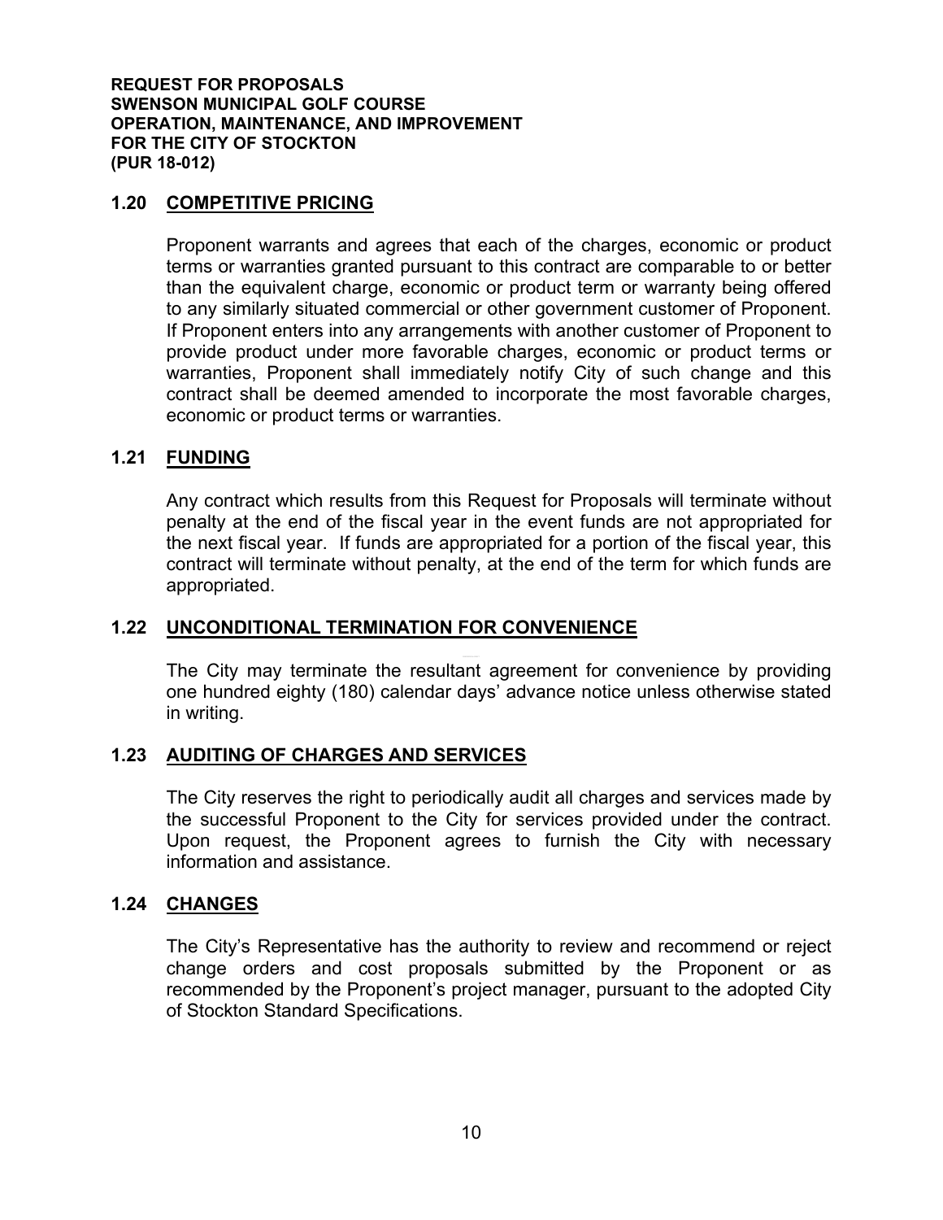## 1.20 COMPETITIVE PRICING

Proponent warrants and agrees that each of the charges, economic or product terms or warranties granted pursuant to this contract are comparable to or better than the equivalent charge, economic or product term or warranty being offered to any similarly situated commercial or other government customer of Proponent. If Proponent enters into any arrangements with another customer of Proponent to provide product under more favorable charges, economic or product terms or warranties, Proponent shall immediately notify City of such change and this contract shall be deemed amended to incorporate the most favorable charges, economic or product terms or warranties.

## 1.21 FUNDING

Any contract which results from this Request for Proposals will terminate without penalty at the end of the fiscal year in the event funds are not appropriated for the next fiscal year. If funds are appropriated for a portion of the fiscal year, this contract will terminate without penalty, at the end of the term for which funds are appropriated.

## 1.22 UNCONDITIONAL TERMINATION FOR CONVENIENCE

The City may terminate the resultant agreement for convenience by providing one hundred eighty (180) calendar days' advance notice unless otherwise stated in writing.

## 1.23 AUDITING OF CHARGES AND SERVICES

The City reserves the right to periodically audit all charges and services made by the successful Proponent to the City for services provided under the contract. Upon request, the Proponent agrees to furnish the City with necessary information and assistance.

## 1.24 CHANGES

The City's Representative has the authority to review and recommend or reject change orders and cost proposals submitted by the Proponent or as recommended by the Proponent's project manager, pursuant to the adopted City of Stockton Standard Specifications.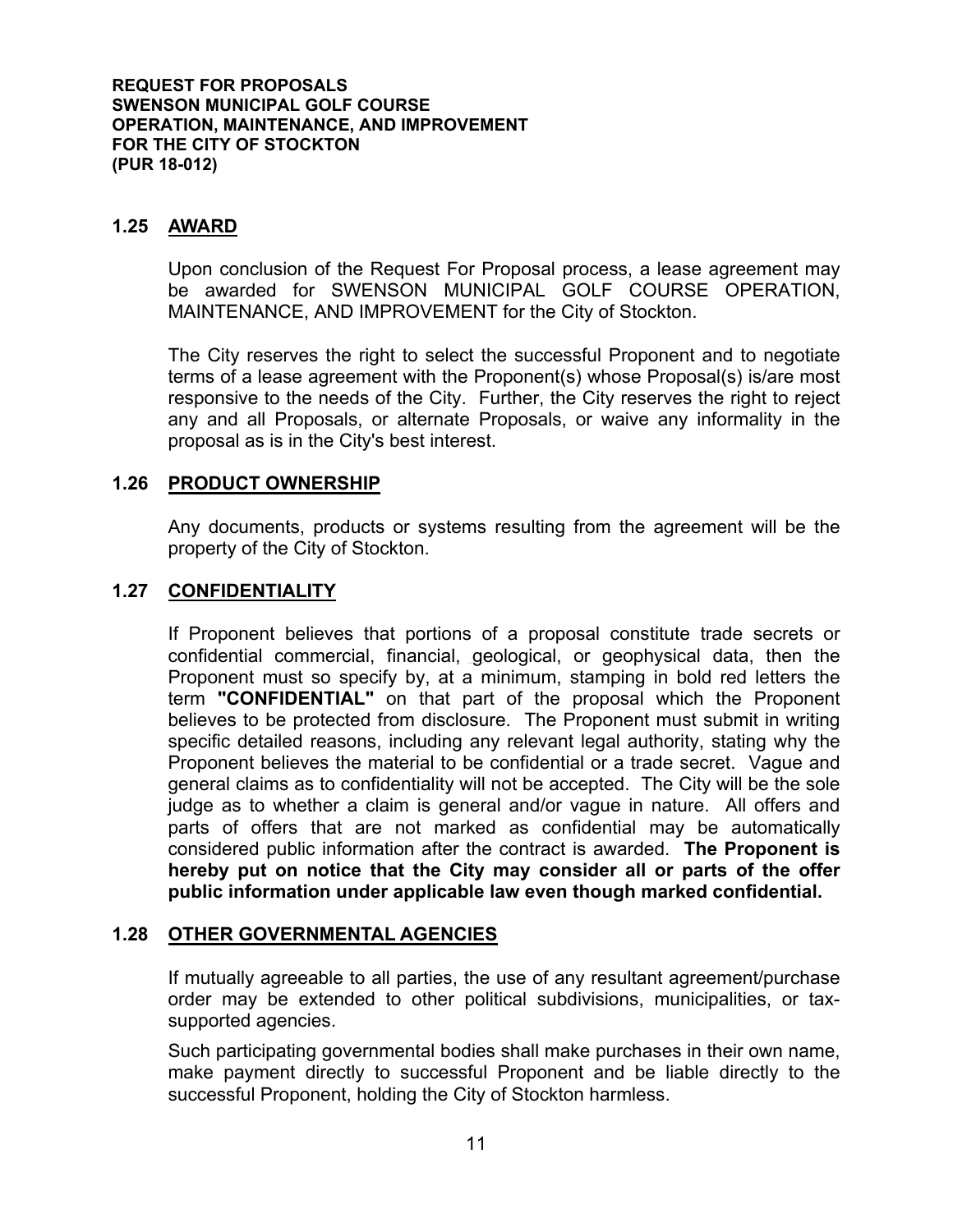## 1.25 AWARD

Upon conclusion of the Request For Proposal process, a lease agreement may be awarded for SWENSON MUNICIPAL GOLF COURSE OPERATION, MAINTENANCE, AND IMPROVEMENT for the City of Stockton.

The City reserves the right to select the successful Proponent and to negotiate terms of a lease agreement with the Proponent(s) whose Proposal(s) is/are most responsive to the needs of the City. Further, the City reserves the right to reject any and all Proposals, or alternate Proposals, or waive any informality in the proposal as is in the City's best interest.

## 1.26 PRODUCT OWNERSHIP

Any documents, products or systems resulting from the agreement will be the property of the City of Stockton.

## 1.27 CONFIDENTIALITY

If Proponent believes that portions of a proposal constitute trade secrets or confidential commercial, financial, geological, or geophysical data, then the Proponent must so specify by, at a minimum, stamping in bold red letters the term **"CONFIDENTIAL"** on that part of the proposal which the Proponent believes to be protected from disclosure. The Proponent must submit in writing specific detailed reasons, including any relevant legal authority, stating why the Proponent believes the material to be confidential or a trade secret. Vague and general claims as to confidentiality will not be accepted. The City will be the sole judge as to whether a claim is general and/or vague in nature. All offers and parts of offers that are not marked as confidential may be automatically considered public information after the contract is awarded. **The Proponent is hereby put on notice that the City may consider all or parts of the offer public information under applicable law even though marked confidential.**

## 1.28 OTHER GOVERNMENTAL AGENCIES

If mutually agreeable to all parties, the use of any resultant agreement/purchase order may be extended to other political subdivisions, municipalities, or tax-supported agencies.

Such participating governmental bodies shall make purchases in their own name, make payment directly to successful Proponent and be liable directly to the successful Proponent, holding the City of Stockton harmless.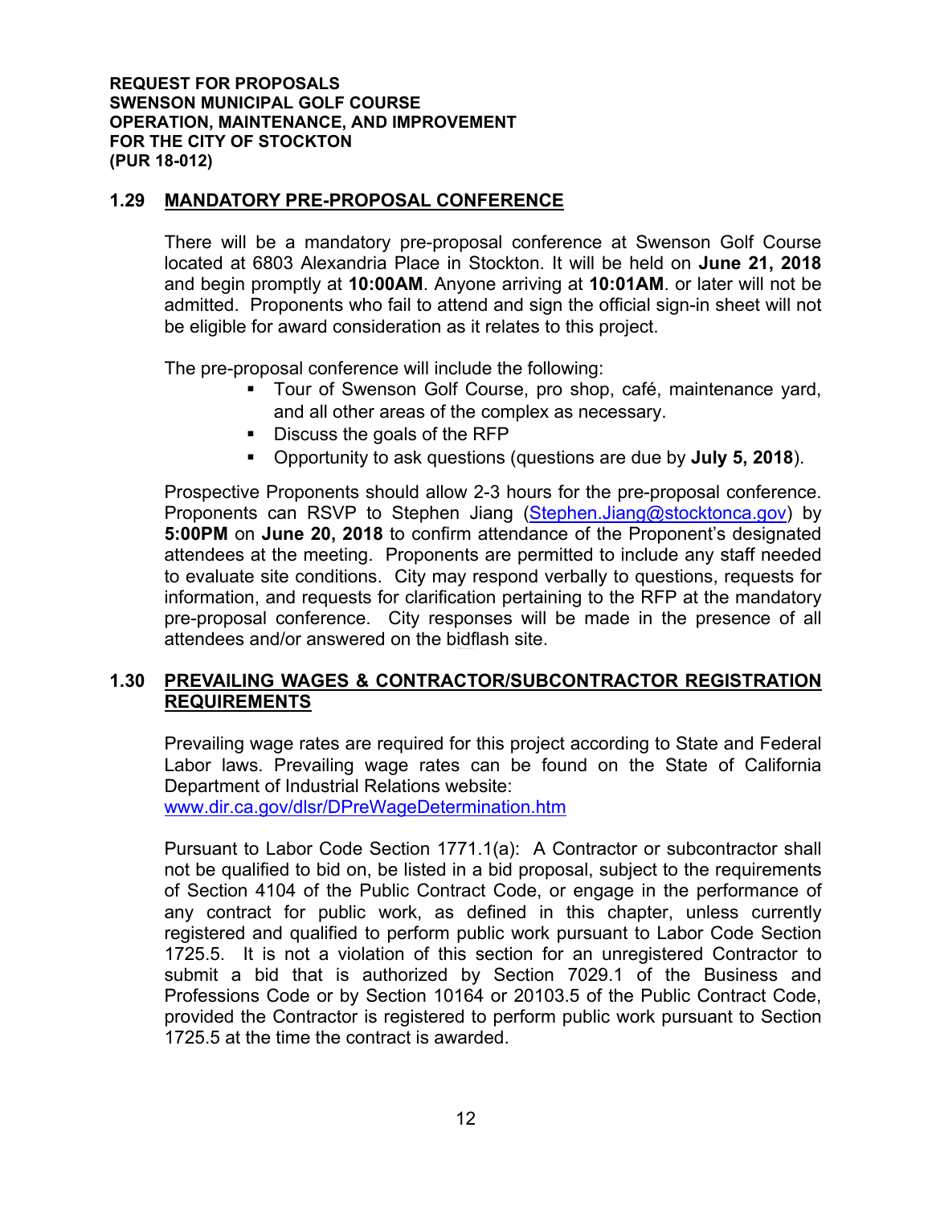**REQUEST FOR PROPOSALS**
**SWENSON MUNICIPAL GOLF COURSE**
**OPERATION, MAINTENANCE, AND IMPROVEMENT**
**FOR THE CITY OF STOCKTON**
**(PUR 18-012)**

## 1.29 MANDATORY PRE-PROPOSAL CONFERENCE

There will be a mandatory pre-proposal conference at Swenson Golf Course located at 6803 Alexandria Place in Stockton. It will be held on **June 21, 2018** and begin promptly at **10:00AM**. Anyone arriving at **10:01AM**. or later will not be admitted. Proponents who fail to attend and sign the official sign-in sheet will not be eligible for award consideration as it relates to this project.

The pre-proposal conference will include the following:

- Tour of Swenson Golf Course, pro shop, café, maintenance yard, and all other areas of the complex as necessary.
- Discuss the goals of the RFP
- Opportunity to ask questions (questions are due by **July 5, 2018**).

Prospective Proponents should allow 2-3 hours for the pre-proposal conference. Proponents can RSVP to Stephen Jiang (Stephen.Jiang@stocktonca.gov) by **5:00PM** on **June 20, 2018** to confirm attendance of the Proponent's designated attendees at the meeting. Proponents are permitted to include any staff needed to evaluate site conditions. City may respond verbally to questions, requests for information, and requests for clarification pertaining to the RFP at the mandatory pre-proposal conference. City responses will be made in the presence of all attendees and/or answered on the bidflash site.

## 1.30 PREVAILING WAGES & CONTRACTOR/SUBCONTRACTOR REGISTRATION REQUIREMENTS

Prevailing wage rates are required for this project according to State and Federal Labor laws. Prevailing wage rates can be found on the State of California Department of Industrial Relations website:
www.dir.ca.gov/dlsr/DPreWageDetermination.htm

Pursuant to Labor Code Section 1771.1(a): A Contractor or subcontractor shall not be qualified to bid on, be listed in a bid proposal, subject to the requirements of Section 4104 of the Public Contract Code, or engage in the performance of any contract for public work, as defined in this chapter, unless currently registered and qualified to perform public work pursuant to Labor Code Section 1725.5. It is not a violation of this section for an unregistered Contractor to submit a bid that is authorized by Section 7029.1 of the Business and Professions Code or by Section 10164 or 20103.5 of the Public Contract Code, provided the Contractor is registered to perform public work pursuant to Section 1725.5 at the time the contract is awarded.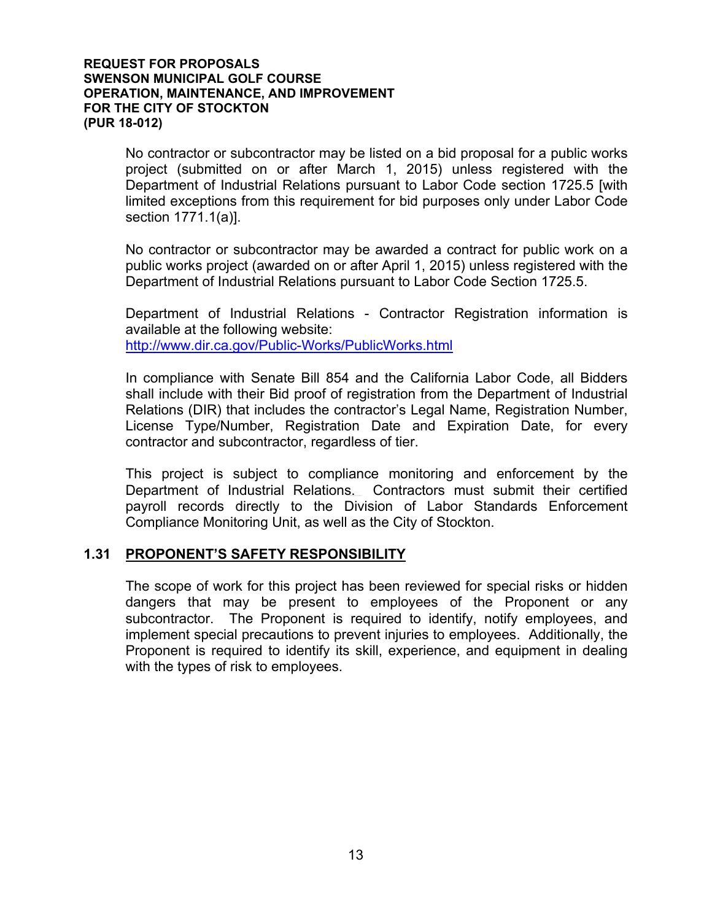No contractor or subcontractor may be listed on a bid proposal for a public works project (submitted on or after March 1, 2015) unless registered with the Department of Industrial Relations pursuant to Labor Code section 1725.5 [with limited exceptions from this requirement for bid purposes only under Labor Code section 1771.1(a)].

No contractor or subcontractor may be awarded a contract for public work on a public works project (awarded on or after April 1, 2015) unless registered with the Department of Industrial Relations pursuant to Labor Code Section 1725.5.

Department of Industrial Relations - Contractor Registration information is available at the following website:
http://www.dir.ca.gov/Public-Works/PublicWorks.html

In compliance with Senate Bill 854 and the California Labor Code, all Bidders shall include with their Bid proof of registration from the Department of Industrial Relations (DIR) that includes the contractor's Legal Name, Registration Number, License Type/Number, Registration Date and Expiration Date, for every contractor and subcontractor, regardless of tier.

This project is subject to compliance monitoring and enforcement by the Department of Industrial Relations. Contractors must submit their certified payroll records directly to the Division of Labor Standards Enforcement Compliance Monitoring Unit, as well as the City of Stockton.

## 1.31 PROPONENT'S SAFETY RESPONSIBILITY

The scope of work for this project has been reviewed for special risks or hidden dangers that may be present to employees of the Proponent or any subcontractor. The Proponent is required to identify, notify employees, and implement special precautions to prevent injuries to employees. Additionally, the Proponent is required to identify its skill, experience, and equipment in dealing with the types of risk to employees.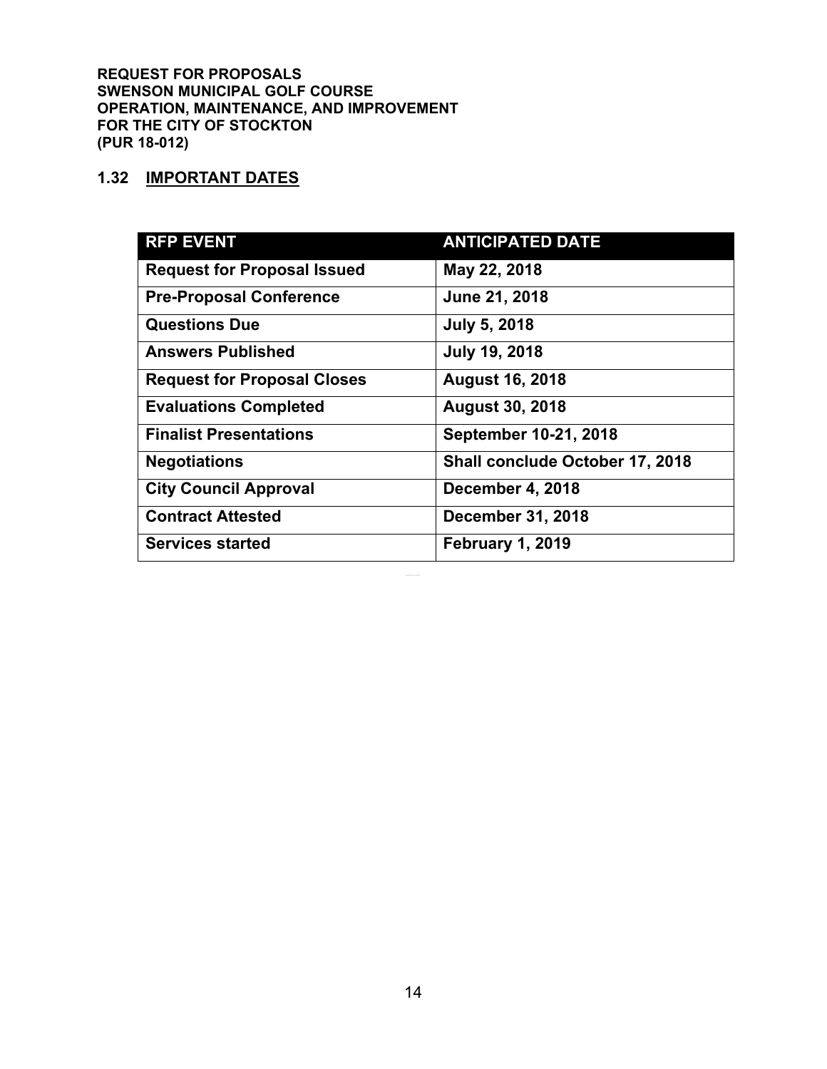**REQUEST FOR PROPOSALS**
**SWENSON MUNICIPAL GOLF COURSE**
**OPERATION, MAINTENANCE, AND IMPROVEMENT**
**FOR THE CITY OF STOCKTON**
**(PUR 18-012)**

## 1.32 IMPORTANT DATES

| RFP EVENT | ANTICIPATED DATE |
|---|---|
| Request for Proposal Issued | May 22, 2018 |
| Pre-Proposal Conference | June 21, 2018 |
| Questions Due | July 5, 2018 |
| Answers Published | July 19, 2018 |
| Request for Proposal Closes | August 16, 2018 |
| Evaluations Completed | August 30, 2018 |
| Finalist Presentations | September 10-21, 2018 |
| Negotiations | Shall conclude October 17, 2018 |
| City Council Approval | December 4, 2018 |
| Contract Attested | December 31, 2018 |
| Services started | February 1, 2019 |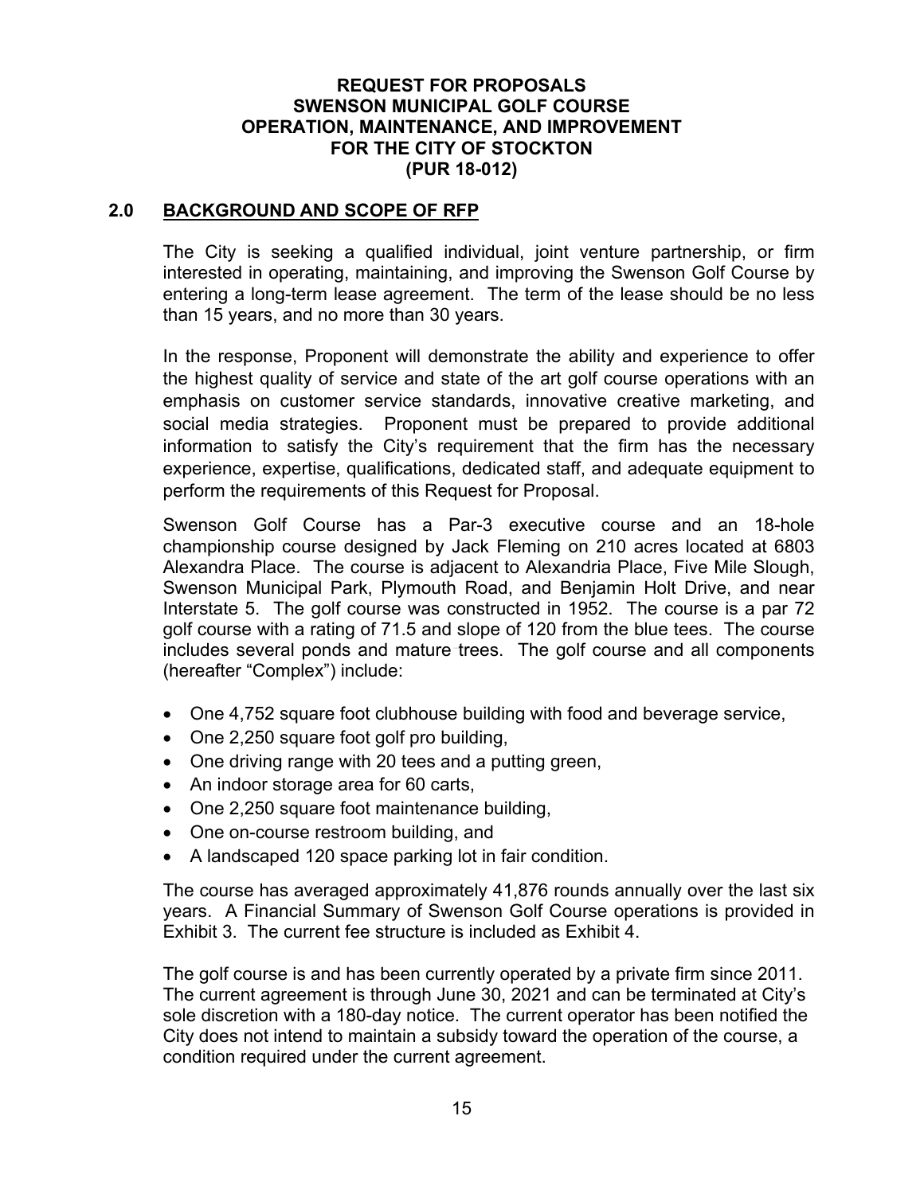**REQUEST FOR PROPOSALS**
**SWENSON MUNICIPAL GOLF COURSE**
**OPERATION, MAINTENANCE, AND IMPROVEMENT**
**FOR THE CITY OF STOCKTON**
**(PUR 18-012)**

## 2.0 BACKGROUND AND SCOPE OF RFP

The City is seeking a qualified individual, joint venture partnership, or firm interested in operating, maintaining, and improving the Swenson Golf Course by entering a long-term lease agreement. The term of the lease should be no less than 15 years, and no more than 30 years.

In the response, Proponent will demonstrate the ability and experience to offer the highest quality of service and state of the art golf course operations with an emphasis on customer service standards, innovative creative marketing, and social media strategies. Proponent must be prepared to provide additional information to satisfy the City's requirement that the firm has the necessary experience, expertise, qualifications, dedicated staff, and adequate equipment to perform the requirements of this Request for Proposal.

Swenson Golf Course has a Par-3 executive course and an 18-hole championship course designed by Jack Fleming on 210 acres located at 6803 Alexandra Place. The course is adjacent to Alexandria Place, Five Mile Slough, Swenson Municipal Park, Plymouth Road, and Benjamin Holt Drive, and near Interstate 5. The golf course was constructed in 1952. The course is a par 72 golf course with a rating of 71.5 and slope of 120 from the blue tees. The course includes several ponds and mature trees. The golf course and all components (hereafter "Complex") include:

- One 4,752 square foot clubhouse building with food and beverage service,
- One 2,250 square foot golf pro building,
- One driving range with 20 tees and a putting green,
- An indoor storage area for 60 carts,
- One 2,250 square foot maintenance building,
- One on-course restroom building, and
- A landscaped 120 space parking lot in fair condition.

The course has averaged approximately 41,876 rounds annually over the last six years. A Financial Summary of Swenson Golf Course operations is provided in Exhibit 3. The current fee structure is included as Exhibit 4.

The golf course is and has been currently operated by a private firm since 2011. The current agreement is through June 30, 2021 and can be terminated at City's sole discretion with a 180-day notice. The current operator has been notified the City does not intend to maintain a subsidy toward the operation of the course, a condition required under the current agreement.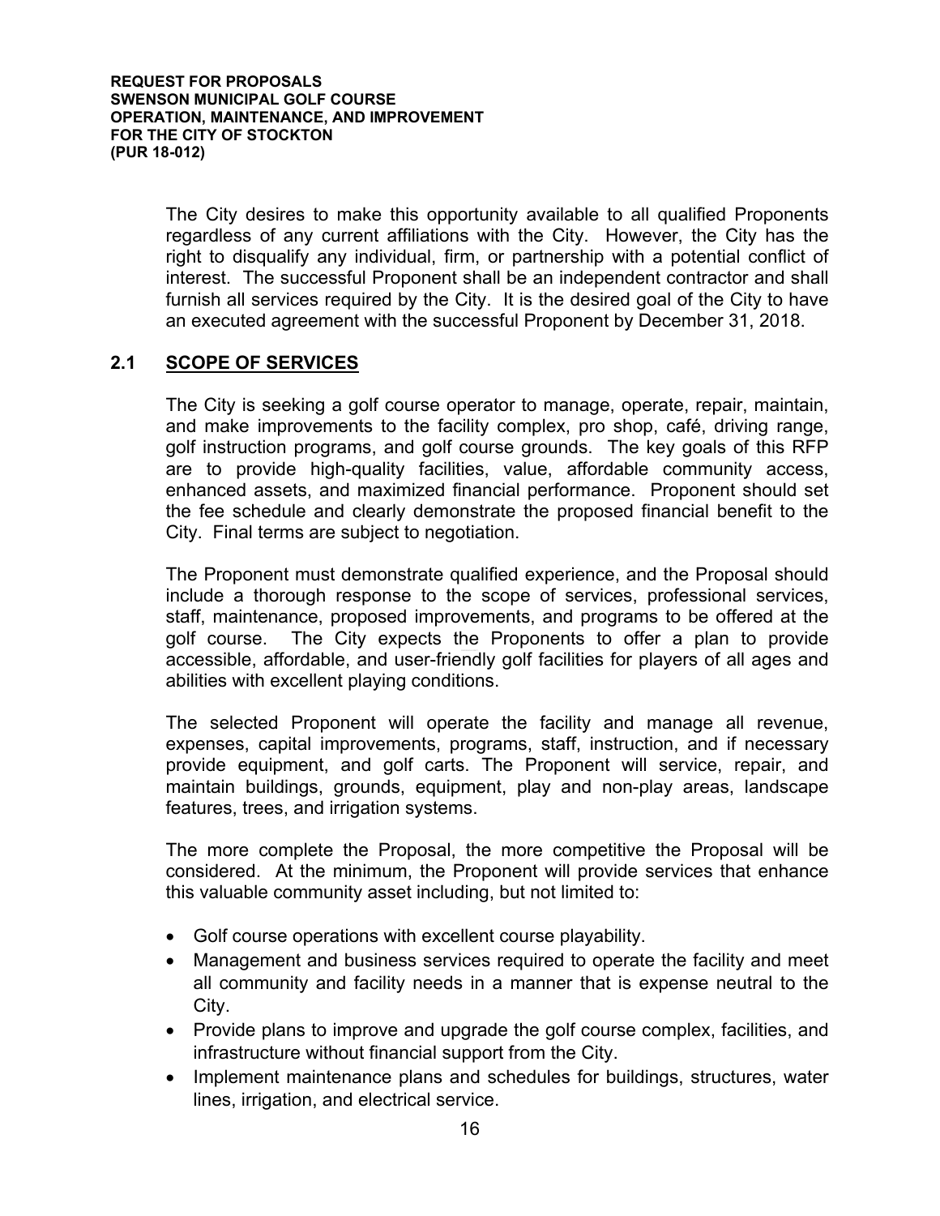The City desires to make this opportunity available to all qualified Proponents regardless of any current affiliations with the City. However, the City has the right to disqualify any individual, firm, or partnership with a potential conflict of interest. The successful Proponent shall be an independent contractor and shall furnish all services required by the City. It is the desired goal of the City to have an executed agreement with the successful Proponent by December 31, 2018.

## 2.1 SCOPE OF SERVICES

The City is seeking a golf course operator to manage, operate, repair, maintain, and make improvements to the facility complex, pro shop, café, driving range, golf instruction programs, and golf course grounds. The key goals of this RFP are to provide high-quality facilities, value, affordable community access, enhanced assets, and maximized financial performance. Proponent should set the fee schedule and clearly demonstrate the proposed financial benefit to the City. Final terms are subject to negotiation.

The Proponent must demonstrate qualified experience, and the Proposal should include a thorough response to the scope of services, professional services, staff, maintenance, proposed improvements, and programs to be offered at the golf course. The City expects the Proponents to offer a plan to provide accessible, affordable, and user-friendly golf facilities for players of all ages and abilities with excellent playing conditions.

The selected Proponent will operate the facility and manage all revenue, expenses, capital improvements, programs, staff, instruction, and if necessary provide equipment, and golf carts. The Proponent will service, repair, and maintain buildings, grounds, equipment, play and non-play areas, landscape features, trees, and irrigation systems.

The more complete the Proposal, the more competitive the Proposal will be considered. At the minimum, the Proponent will provide services that enhance this valuable community asset including, but not limited to:

- Golf course operations with excellent course playability.
- Management and business services required to operate the facility and meet all community and facility needs in a manner that is expense neutral to the City.
- Provide plans to improve and upgrade the golf course complex, facilities, and infrastructure without financial support from the City.
- Implement maintenance plans and schedules for buildings, structures, water lines, irrigation, and electrical service.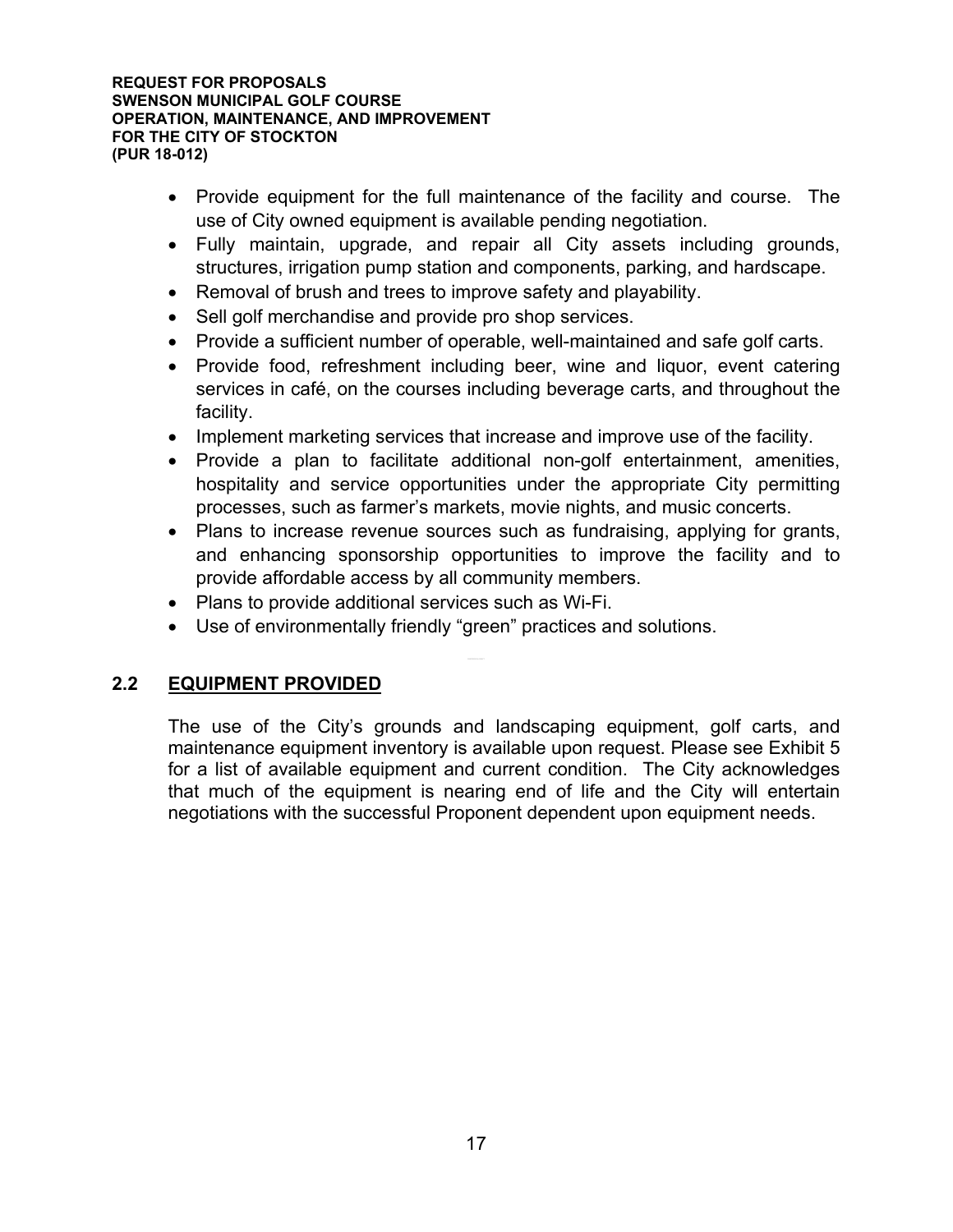- Provide equipment for the full maintenance of the facility and course. The use of City owned equipment is available pending negotiation.
- Fully maintain, upgrade, and repair all City assets including grounds, structures, irrigation pump station and components, parking, and hardscape.
- Removal of brush and trees to improve safety and playability.
- Sell golf merchandise and provide pro shop services.
- Provide a sufficient number of operable, well-maintained and safe golf carts.
- Provide food, refreshment including beer, wine and liquor, event catering services in café, on the courses including beverage carts, and throughout the facility.
- Implement marketing services that increase and improve use of the facility.
- Provide a plan to facilitate additional non-golf entertainment, amenities, hospitality and service opportunities under the appropriate City permitting processes, such as farmer's markets, movie nights, and music concerts.
- Plans to increase revenue sources such as fundraising, applying for grants, and enhancing sponsorship opportunities to improve the facility and to provide affordable access by all community members.
- Plans to provide additional services such as Wi-Fi.
- Use of environmentally friendly "green" practices and solutions.

## 2.2 EQUIPMENT PROVIDED

The use of the City's grounds and landscaping equipment, golf carts, and maintenance equipment inventory is available upon request. Please see Exhibit 5 for a list of available equipment and current condition. The City acknowledges that much of the equipment is nearing end of life and the City will entertain negotiations with the successful Proponent dependent upon equipment needs.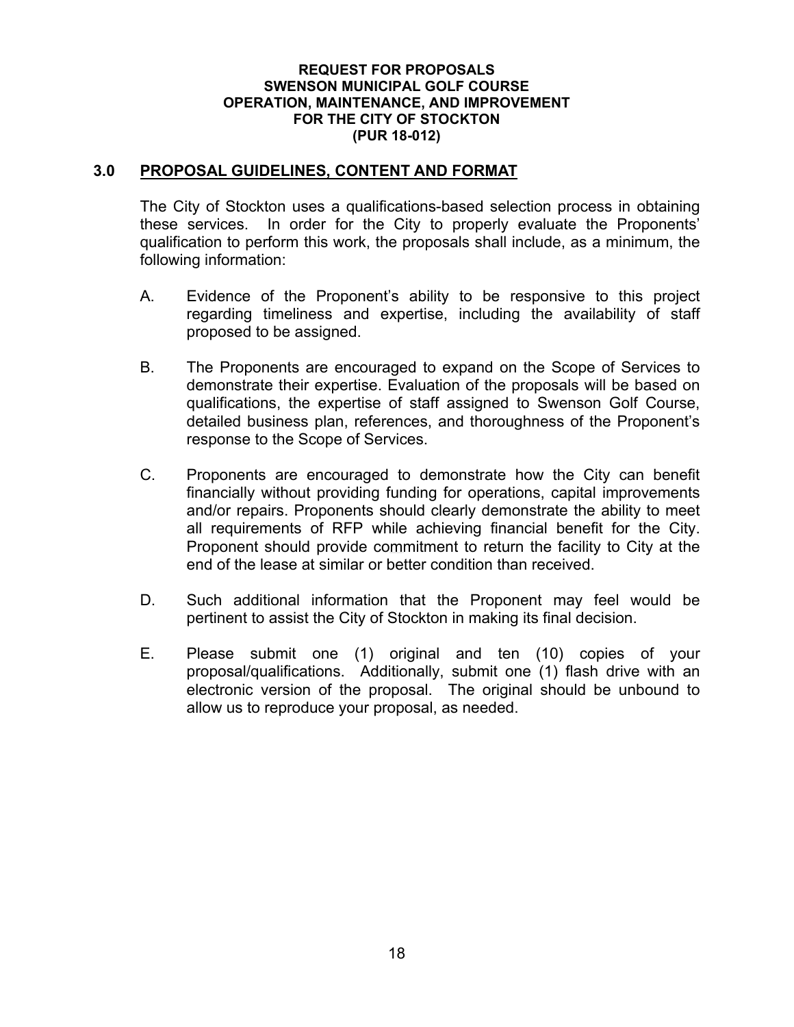## 3.0 PROPOSAL GUIDELINES, CONTENT AND FORMAT

The City of Stockton uses a qualifications-based selection process in obtaining these services. In order for the City to properly evaluate the Proponents' qualification to perform this work, the proposals shall include, as a minimum, the following information:

A. Evidence of the Proponent's ability to be responsive to this project regarding timeliness and expertise, including the availability of staff proposed to be assigned.

B. The Proponents are encouraged to expand on the Scope of Services to demonstrate their expertise. Evaluation of the proposals will be based on qualifications, the expertise of staff assigned to Swenson Golf Course, detailed business plan, references, and thoroughness of the Proponent's response to the Scope of Services.

C. Proponents are encouraged to demonstrate how the City can benefit financially without providing funding for operations, capital improvements and/or repairs. Proponents should clearly demonstrate the ability to meet all requirements of RFP while achieving financial benefit for the City. Proponent should provide commitment to return the facility to City at the end of the lease at similar or better condition than received.

D. Such additional information that the Proponent may feel would be pertinent to assist the City of Stockton in making its final decision.

E. Please submit one (1) original and ten (10) copies of your proposal/qualifications. Additionally, submit one (1) flash drive with an electronic version of the proposal. The original should be unbound to allow us to reproduce your proposal, as needed.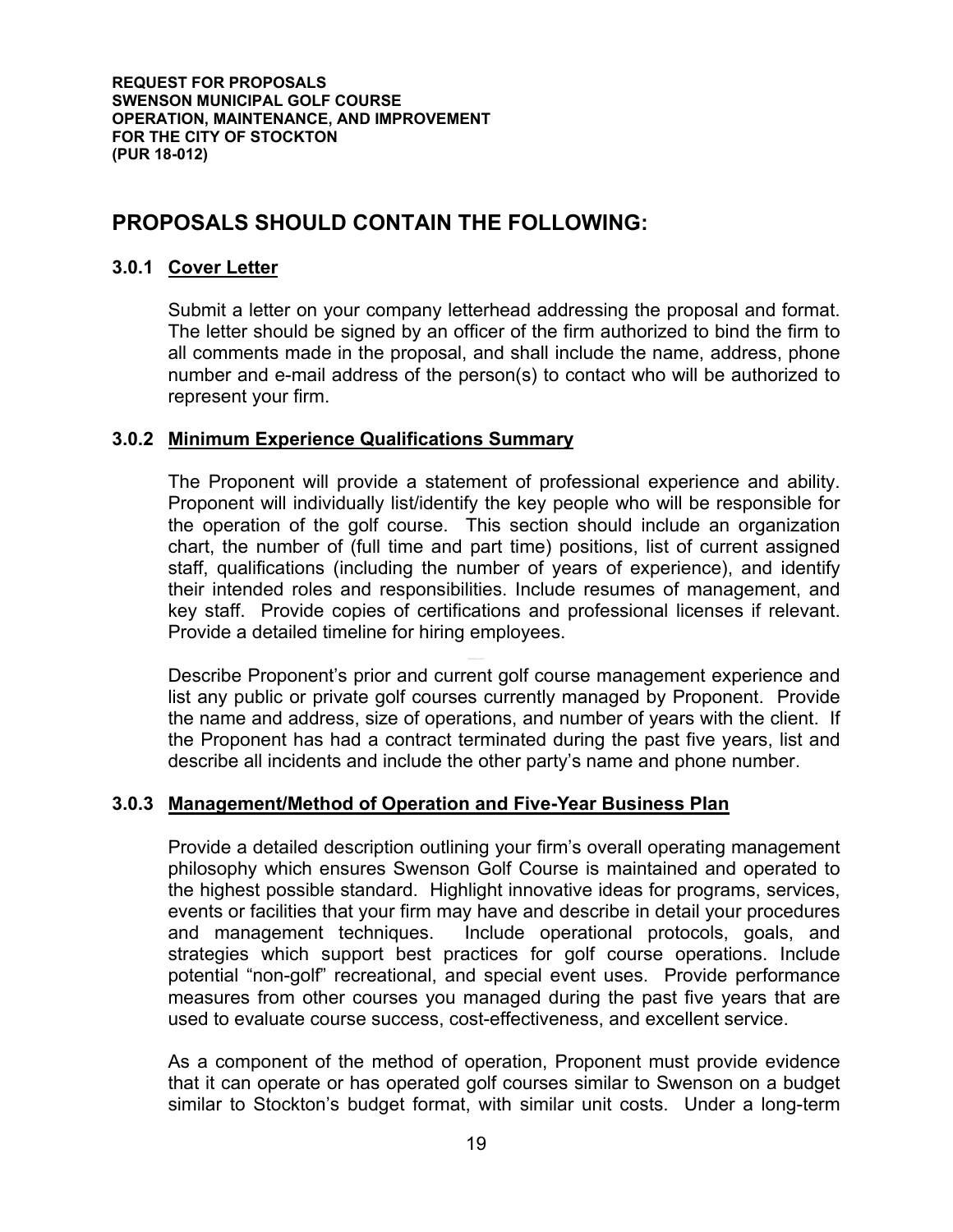## PROPOSALS SHOULD CONTAIN THE FOLLOWING:

### 3.0.1 Cover Letter

Submit a letter on your company letterhead addressing the proposal and format. The letter should be signed by an officer of the firm authorized to bind the firm to all comments made in the proposal, and shall include the name, address, phone number and e-mail address of the person(s) to contact who will be authorized to represent your firm.

### 3.0.2 Minimum Experience Qualifications Summary

The Proponent will provide a statement of professional experience and ability. Proponent will individually list/identify the key people who will be responsible for the operation of the golf course. This section should include an organization chart, the number of (full time and part time) positions, list of current assigned staff, qualifications (including the number of years of experience), and identify their intended roles and responsibilities. Include resumes of management, and key staff. Provide copies of certifications and professional licenses if relevant. Provide a detailed timeline for hiring employees.

Describe Proponent's prior and current golf course management experience and list any public or private golf courses currently managed by Proponent. Provide the name and address, size of operations, and number of years with the client. If the Proponent has had a contract terminated during the past five years, list and describe all incidents and include the other party's name and phone number.

### 3.0.3 Management/Method of Operation and Five-Year Business Plan

Provide a detailed description outlining your firm's overall operating management philosophy which ensures Swenson Golf Course is maintained and operated to the highest possible standard. Highlight innovative ideas for programs, services, events or facilities that your firm may have and describe in detail your procedures and management techniques. Include operational protocols, goals, and strategies which support best practices for golf course operations. Include potential "non-golf" recreational, and special event uses. Provide performance measures from other courses you managed during the past five years that are used to evaluate course success, cost-effectiveness, and excellent service.

As a component of the method of operation, Proponent must provide evidence that it can operate or has operated golf courses similar to Swenson on a budget similar to Stockton's budget format, with similar unit costs. Under a long-term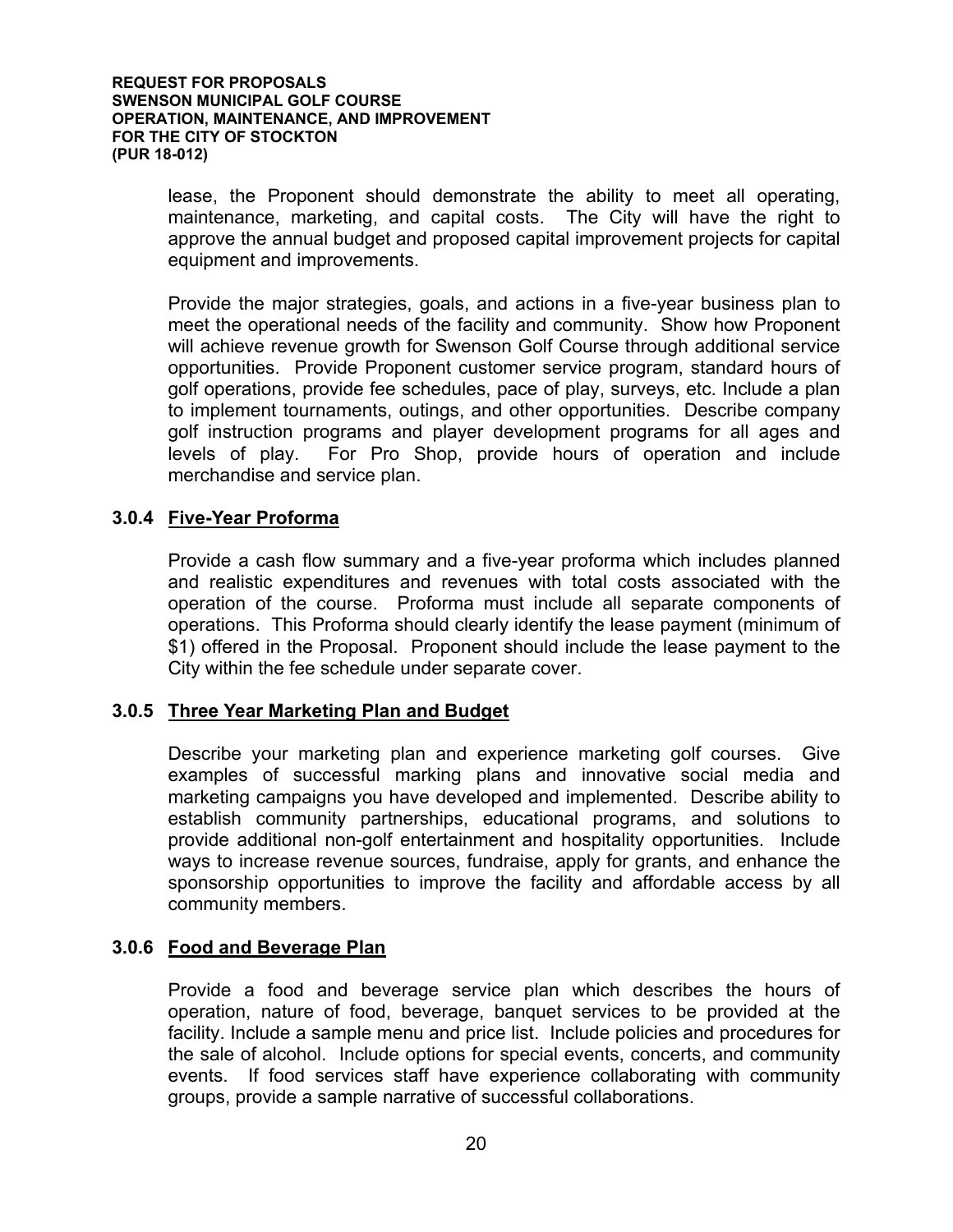lease, the Proponent should demonstrate the ability to meet all operating, maintenance, marketing, and capital costs. The City will have the right to approve the annual budget and proposed capital improvement projects for capital equipment and improvements.

Provide the major strategies, goals, and actions in a five-year business plan to meet the operational needs of the facility and community. Show how Proponent will achieve revenue growth for Swenson Golf Course through additional service opportunities. Provide Proponent customer service program, standard hours of golf operations, provide fee schedules, pace of play, surveys, etc. Include a plan to implement tournaments, outings, and other opportunities. Describe company golf instruction programs and player development programs for all ages and levels of play. For Pro Shop, provide hours of operation and include merchandise and service plan.

### 3.0.4 Five-Year Proforma

Provide a cash flow summary and a five-year proforma which includes planned and realistic expenditures and revenues with total costs associated with the operation of the course. Proforma must include all separate components of operations. This Proforma should clearly identify the lease payment (minimum of $1) offered in the Proposal. Proponent should include the lease payment to the City within the fee schedule under separate cover.

### 3.0.5 Three Year Marketing Plan and Budget

Describe your marketing plan and experience marketing golf courses. Give examples of successful marking plans and innovative social media and marketing campaigns you have developed and implemented. Describe ability to establish community partnerships, educational programs, and solutions to provide additional non-golf entertainment and hospitality opportunities. Include ways to increase revenue sources, fundraise, apply for grants, and enhance the sponsorship opportunities to improve the facility and affordable access by all community members.

### 3.0.6 Food and Beverage Plan

Provide a food and beverage service plan which describes the hours of operation, nature of food, beverage, banquet services to be provided at the facility. Include a sample menu and price list. Include policies and procedures for the sale of alcohol. Include options for special events, concerts, and community events. If food services staff have experience collaborating with community groups, provide a sample narrative of successful collaborations.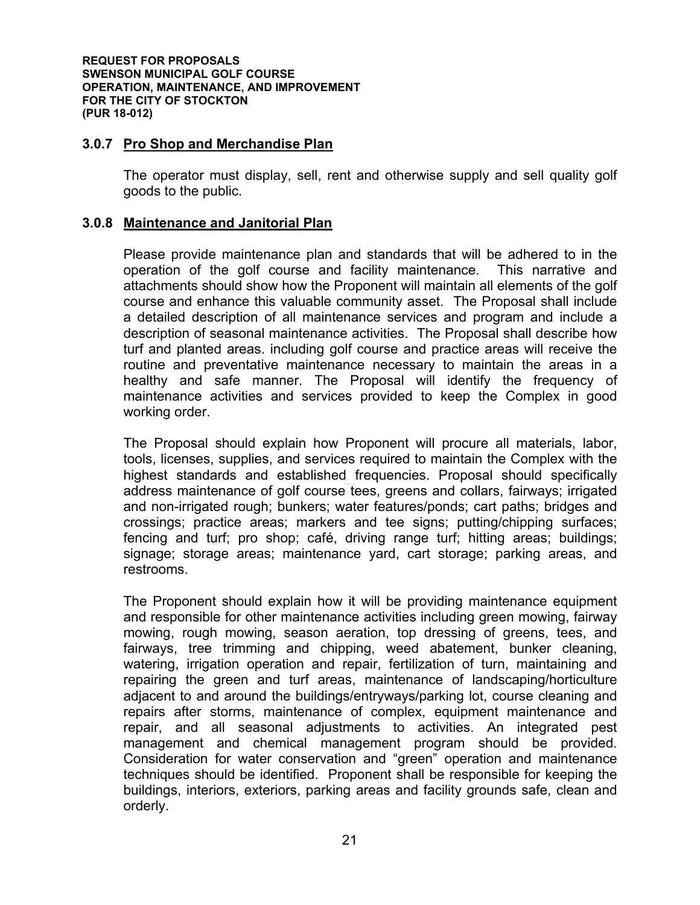### 3.0.7 Pro Shop and Merchandise Plan

The operator must display, sell, rent and otherwise supply and sell quality golf goods to the public.

### 3.0.8 Maintenance and Janitorial Plan

Please provide maintenance plan and standards that will be adhered to in the operation of the golf course and facility maintenance. This narrative and attachments should show how the Proponent will maintain all elements of the golf course and enhance this valuable community asset. The Proposal shall include a detailed description of all maintenance services and program and include a description of seasonal maintenance activities. The Proposal shall describe how turf and planted areas. including golf course and practice areas will receive the routine and preventative maintenance necessary to maintain the areas in a healthy and safe manner. The Proposal will identify the frequency of maintenance activities and services provided to keep the Complex in good working order.

The Proposal should explain how Proponent will procure all materials, labor, tools, licenses, supplies, and services required to maintain the Complex with the highest standards and established frequencies. Proposal should specifically address maintenance of golf course tees, greens and collars, fairways; irrigated and non-irrigated rough; bunkers; water features/ponds; cart paths; bridges and crossings; practice areas; markers and tee signs; putting/chipping surfaces; fencing and turf; pro shop; café, driving range turf; hitting areas; buildings; signage; storage areas; maintenance yard, cart storage; parking areas, and restrooms.

The Proponent should explain how it will be providing maintenance equipment and responsible for other maintenance activities including green mowing, fairway mowing, rough mowing, season aeration, top dressing of greens, tees, and fairways, tree trimming and chipping, weed abatement, bunker cleaning, watering, irrigation operation and repair, fertilization of turn, maintaining and repairing the green and turf areas, maintenance of landscaping/horticulture adjacent to and around the buildings/entryways/parking lot, course cleaning and repairs after storms, maintenance of complex, equipment maintenance and repair, and all seasonal adjustments to activities. An integrated pest management and chemical management program should be provided. Consideration for water conservation and "green" operation and maintenance techniques should be identified. Proponent shall be responsible for keeping the buildings, interiors, exteriors, parking areas and facility grounds safe, clean and orderly.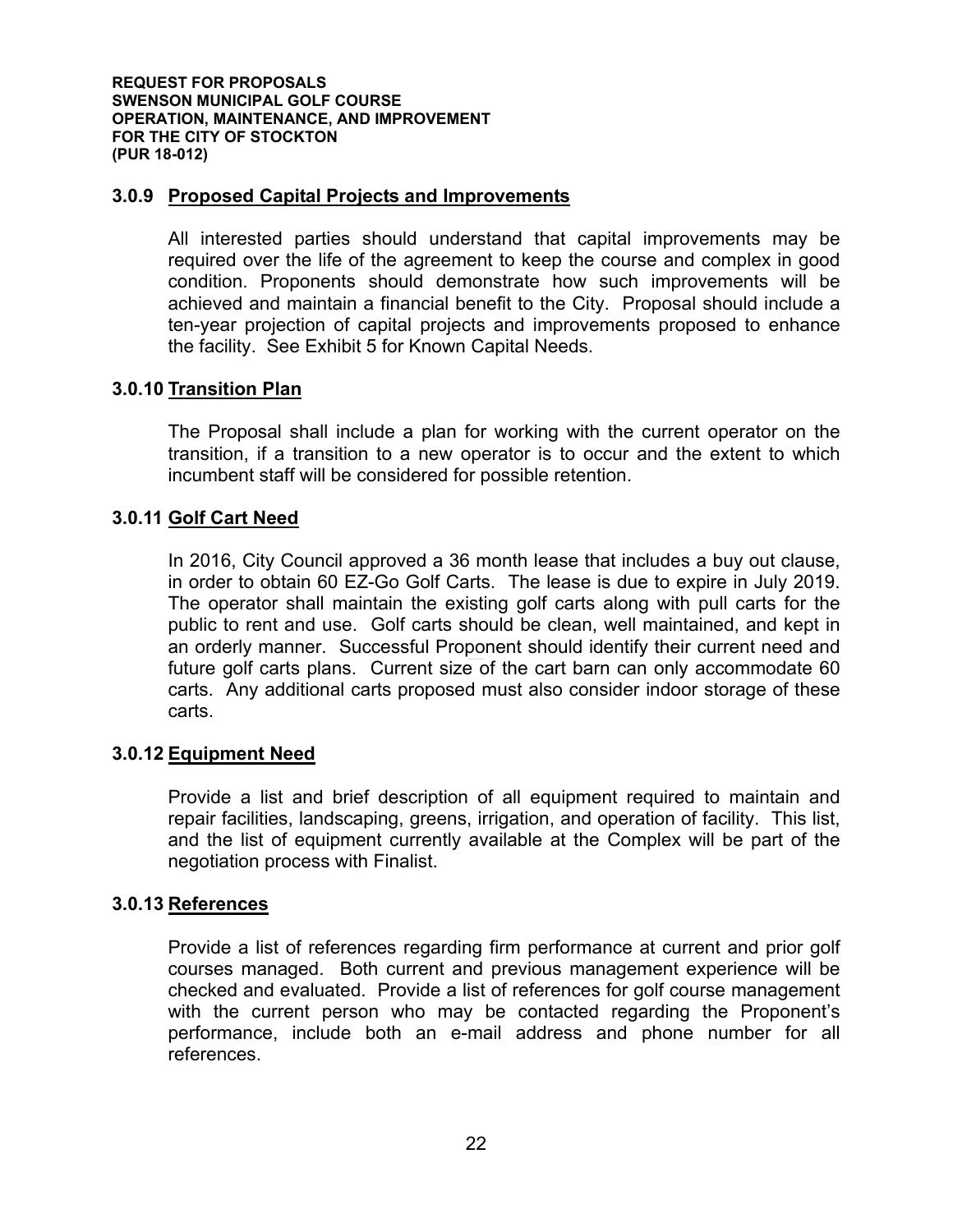### 3.0.9 Proposed Capital Projects and Improvements

All interested parties should understand that capital improvements may be required over the life of the agreement to keep the course and complex in good condition. Proponents should demonstrate how such improvements will be achieved and maintain a financial benefit to the City. Proposal should include a ten-year projection of capital projects and improvements proposed to enhance the facility. See Exhibit 5 for Known Capital Needs.

### 3.0.10 Transition Plan

The Proposal shall include a plan for working with the current operator on the transition, if a transition to a new operator is to occur and the extent to which incumbent staff will be considered for possible retention.

### 3.0.11 Golf Cart Need

In 2016, City Council approved a 36 month lease that includes a buy out clause, in order to obtain 60 EZ-Go Golf Carts. The lease is due to expire in July 2019. The operator shall maintain the existing golf carts along with pull carts for the public to rent and use. Golf carts should be clean, well maintained, and kept in an orderly manner. Successful Proponent should identify their current need and future golf carts plans. Current size of the cart barn can only accommodate 60 carts. Any additional carts proposed must also consider indoor storage of these carts.

### 3.0.12 Equipment Need

Provide a list and brief description of all equipment required to maintain and repair facilities, landscaping, greens, irrigation, and operation of facility. This list, and the list of equipment currently available at the Complex will be part of the negotiation process with Finalist.

### 3.0.13 References

Provide a list of references regarding firm performance at current and prior golf courses managed. Both current and previous management experience will be checked and evaluated. Provide a list of references for golf course management with the current person who may be contacted regarding the Proponent's performance, include both an e-mail address and phone number for all references.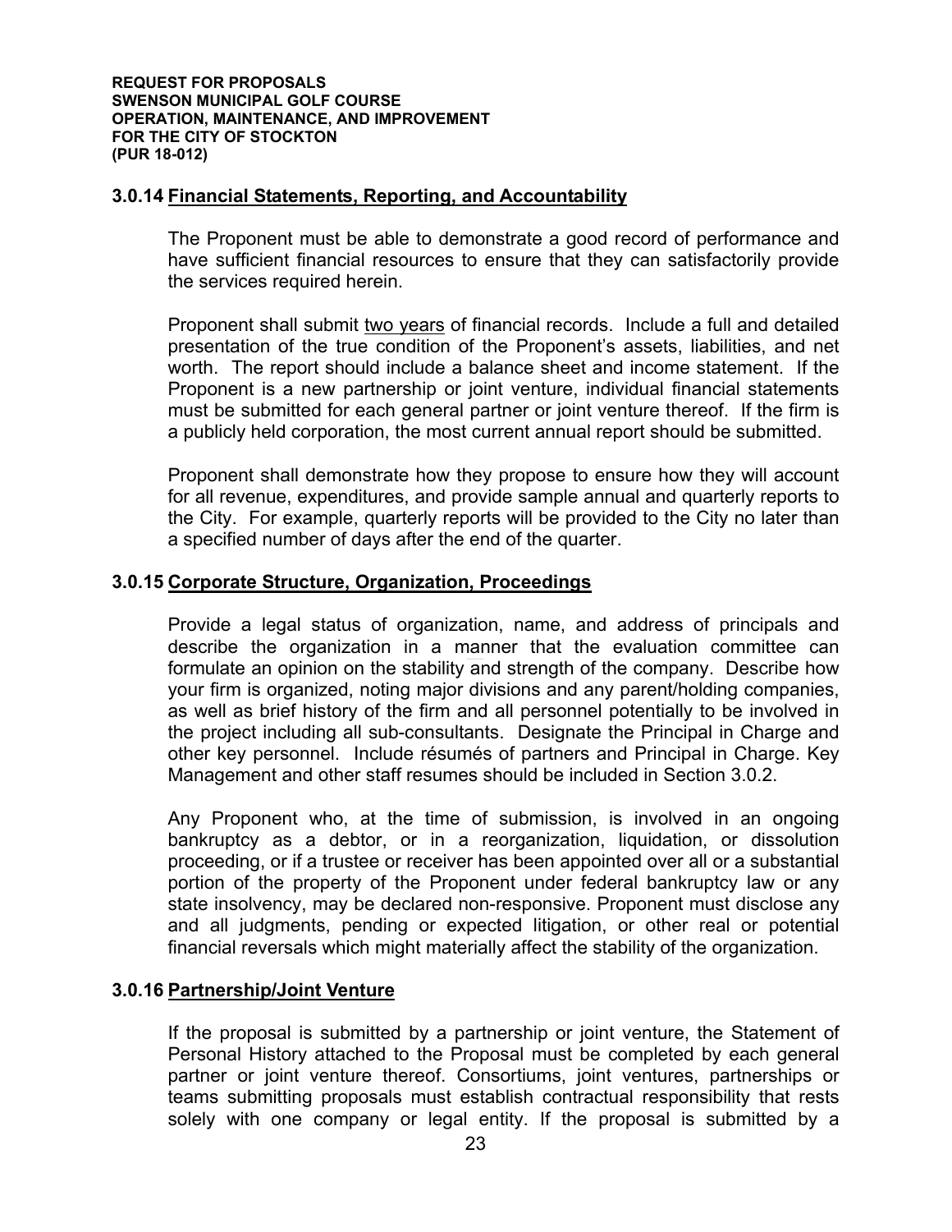### 3.0.14 Financial Statements, Reporting, and Accountability

The Proponent must be able to demonstrate a good record of performance and have sufficient financial resources to ensure that they can satisfactorily provide the services required herein.

Proponent shall submit two years of financial records. Include a full and detailed presentation of the true condition of the Proponent's assets, liabilities, and net worth. The report should include a balance sheet and income statement. If the Proponent is a new partnership or joint venture, individual financial statements must be submitted for each general partner or joint venture thereof. If the firm is a publicly held corporation, the most current annual report should be submitted.

Proponent shall demonstrate how they propose to ensure how they will account for all revenue, expenditures, and provide sample annual and quarterly reports to the City. For example, quarterly reports will be provided to the City no later than a specified number of days after the end of the quarter.

### 3.0.15 Corporate Structure, Organization, Proceedings

Provide a legal status of organization, name, and address of principals and describe the organization in a manner that the evaluation committee can formulate an opinion on the stability and strength of the company. Describe how your firm is organized, noting major divisions and any parent/holding companies, as well as brief history of the firm and all personnel potentially to be involved in the project including all sub-consultants. Designate the Principal in Charge and other key personnel. Include résumés of partners and Principal in Charge. Key Management and other staff resumes should be included in Section 3.0.2.

Any Proponent who, at the time of submission, is involved in an ongoing bankruptcy as a debtor, or in a reorganization, liquidation, or dissolution proceeding, or if a trustee or receiver has been appointed over all or a substantial portion of the property of the Proponent under federal bankruptcy law or any state insolvency, may be declared non-responsive. Proponent must disclose any and all judgments, pending or expected litigation, or other real or potential financial reversals which might materially affect the stability of the organization.

### 3.0.16 Partnership/Joint Venture

If the proposal is submitted by a partnership or joint venture, the Statement of Personal History attached to the Proposal must be completed by each general partner or joint venture thereof. Consortiums, joint ventures, partnerships or teams submitting proposals must establish contractual responsibility that rests solely with one company or legal entity. If the proposal is submitted by a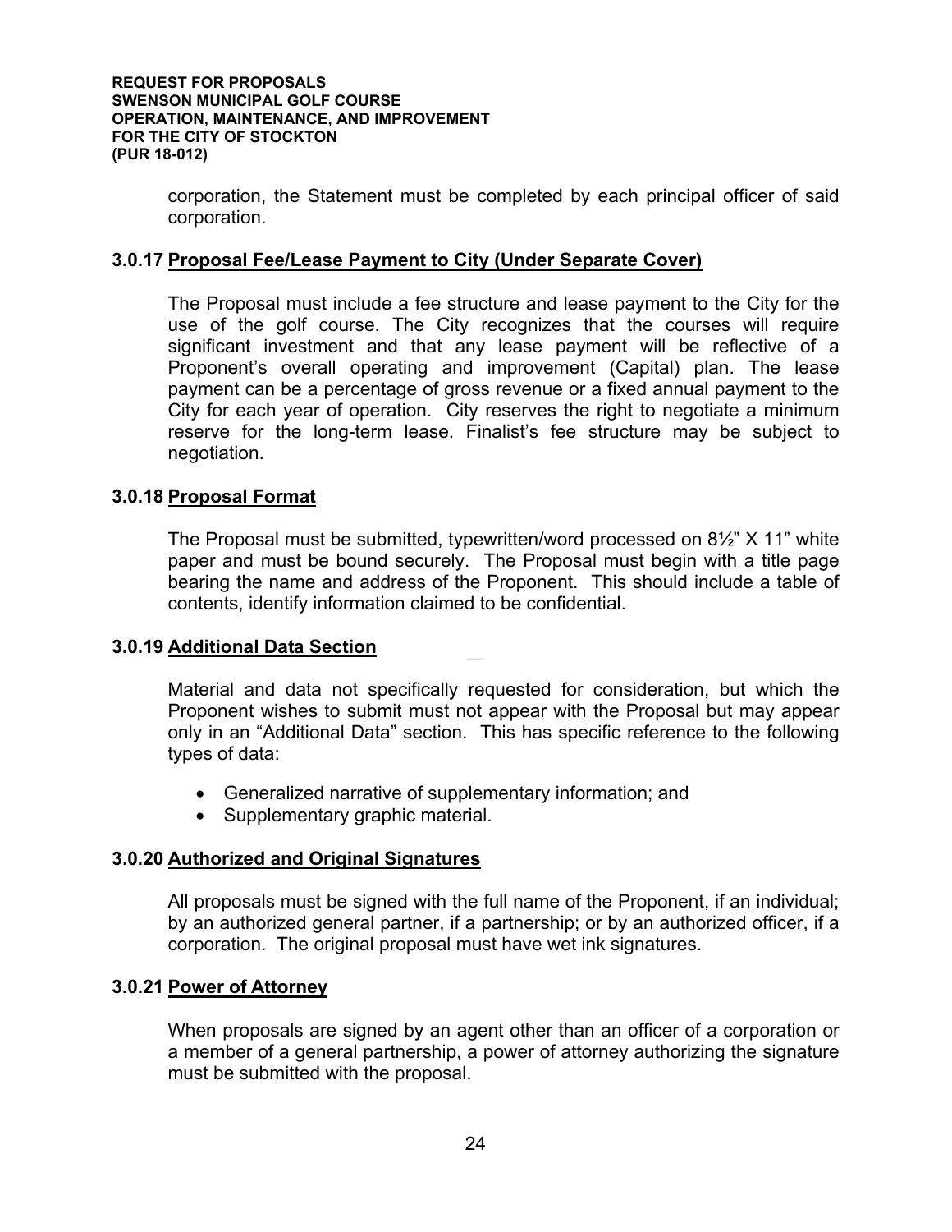corporation, the Statement must be completed by each principal officer of said corporation.

### 3.0.17 Proposal Fee/Lease Payment to City (Under Separate Cover)

The Proposal must include a fee structure and lease payment to the City for the use of the golf course. The City recognizes that the courses will require significant investment and that any lease payment will be reflective of a Proponent's overall operating and improvement (Capital) plan. The lease payment can be a percentage of gross revenue or a fixed annual payment to the City for each year of operation. City reserves the right to negotiate a minimum reserve for the long-term lease. Finalist's fee structure may be subject to negotiation.

### 3.0.18 Proposal Format

The Proposal must be submitted, typewritten/word processed on 8½" X 11" white paper and must be bound securely. The Proposal must begin with a title page bearing the name and address of the Proponent. This should include a table of contents, identify information claimed to be confidential.

### 3.0.19 Additional Data Section

Material and data not specifically requested for consideration, but which the Proponent wishes to submit must not appear with the Proposal but may appear only in an "Additional Data" section. This has specific reference to the following types of data:

- Generalized narrative of supplementary information; and
- Supplementary graphic material.

### 3.0.20 Authorized and Original Signatures

All proposals must be signed with the full name of the Proponent, if an individual; by an authorized general partner, if a partnership; or by an authorized officer, if a corporation. The original proposal must have wet ink signatures.

### 3.0.21 Power of Attorney

When proposals are signed by an agent other than an officer of a corporation or a member of a general partnership, a power of attorney authorizing the signature must be submitted with the proposal.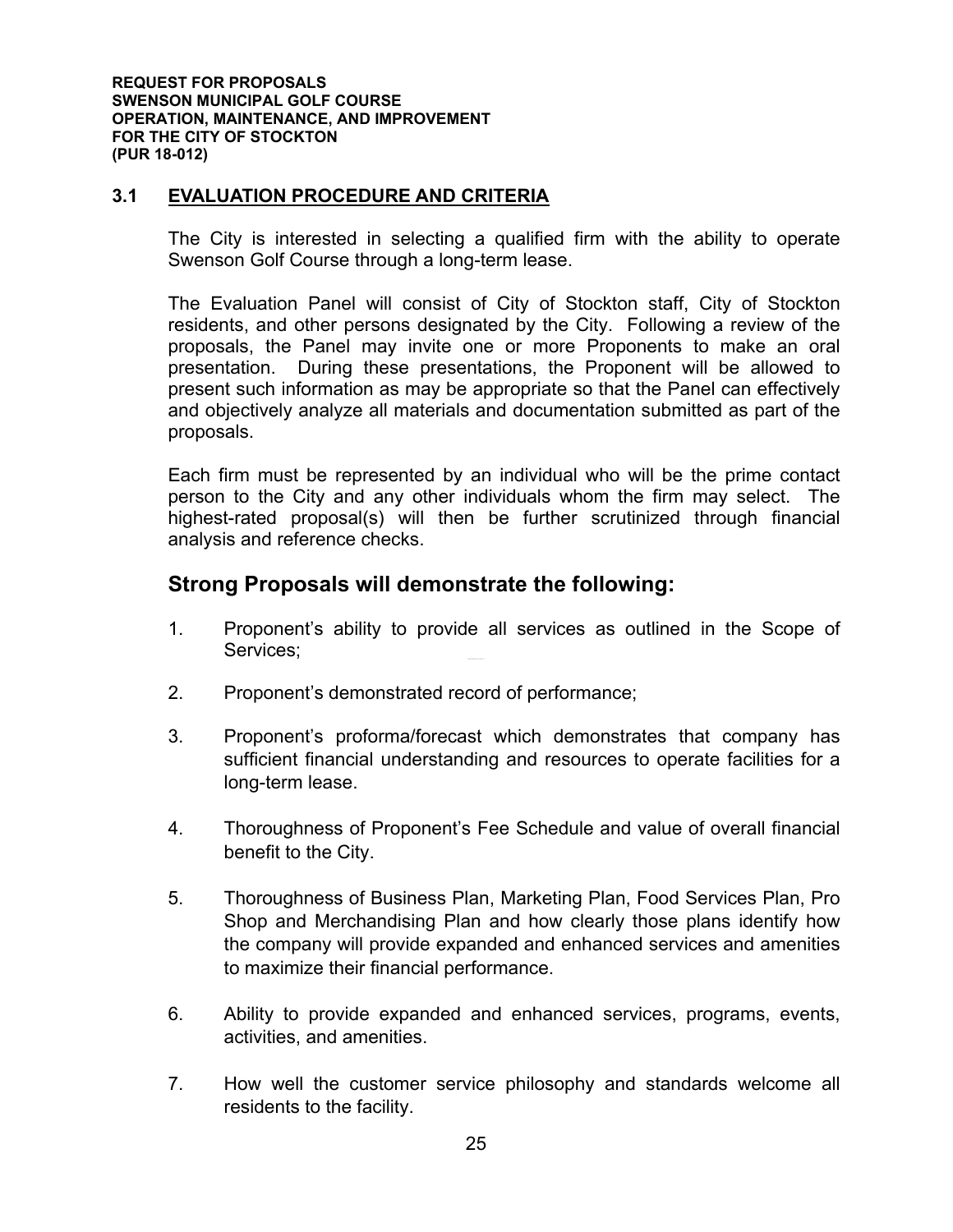## 3.1 EVALUATION PROCEDURE AND CRITERIA

The City is interested in selecting a qualified firm with the ability to operate Swenson Golf Course through a long-term lease.

The Evaluation Panel will consist of City of Stockton staff, City of Stockton residents, and other persons designated by the City. Following a review of the proposals, the Panel may invite one or more Proponents to make an oral presentation. During these presentations, the Proponent will be allowed to present such information as may be appropriate so that the Panel can effectively and objectively analyze all materials and documentation submitted as part of the proposals.

Each firm must be represented by an individual who will be the prime contact person to the City and any other individuals whom the firm may select. The highest-rated proposal(s) will then be further scrutinized through financial analysis and reference checks.

### Strong Proposals will demonstrate the following:

1. Proponent's ability to provide all services as outlined in the Scope of Services;

2. Proponent's demonstrated record of performance;

3. Proponent's proforma/forecast which demonstrates that company has sufficient financial understanding and resources to operate facilities for a long-term lease.

4. Thoroughness of Proponent's Fee Schedule and value of overall financial benefit to the City.

5. Thoroughness of Business Plan, Marketing Plan, Food Services Plan, Pro Shop and Merchandising Plan and how clearly those plans identify how the company will provide expanded and enhanced services and amenities to maximize their financial performance.

6. Ability to provide expanded and enhanced services, programs, events, activities, and amenities.

7. How well the customer service philosophy and standards welcome all residents to the facility.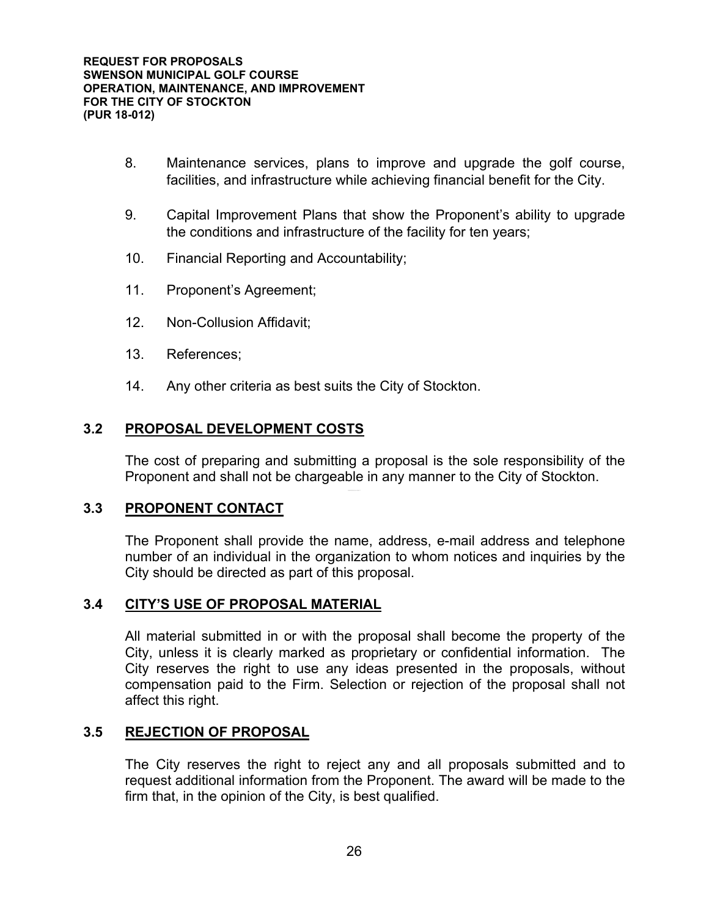8. Maintenance services, plans to improve and upgrade the golf course, facilities, and infrastructure while achieving financial benefit for the City.

9. Capital Improvement Plans that show the Proponent's ability to upgrade the conditions and infrastructure of the facility for ten years;

10. Financial Reporting and Accountability;

11. Proponent's Agreement;

12. Non-Collusion Affidavit;

13. References;

14. Any other criteria as best suits the City of Stockton.

## 3.2 PROPOSAL DEVELOPMENT COSTS

The cost of preparing and submitting a proposal is the sole responsibility of the Proponent and shall not be chargeable in any manner to the City of Stockton.

## 3.3 PROPONENT CONTACT

The Proponent shall provide the name, address, e-mail address and telephone number of an individual in the organization to whom notices and inquiries by the City should be directed as part of this proposal.

## 3.4 CITY'S USE OF PROPOSAL MATERIAL

All material submitted in or with the proposal shall become the property of the City, unless it is clearly marked as proprietary or confidential information. The City reserves the right to use any ideas presented in the proposals, without compensation paid to the Firm. Selection or rejection of the proposal shall not affect this right.

## 3.5 REJECTION OF PROPOSAL

The City reserves the right to reject any and all proposals submitted and to request additional information from the Proponent. The award will be made to the firm that, in the opinion of the City, is best qualified.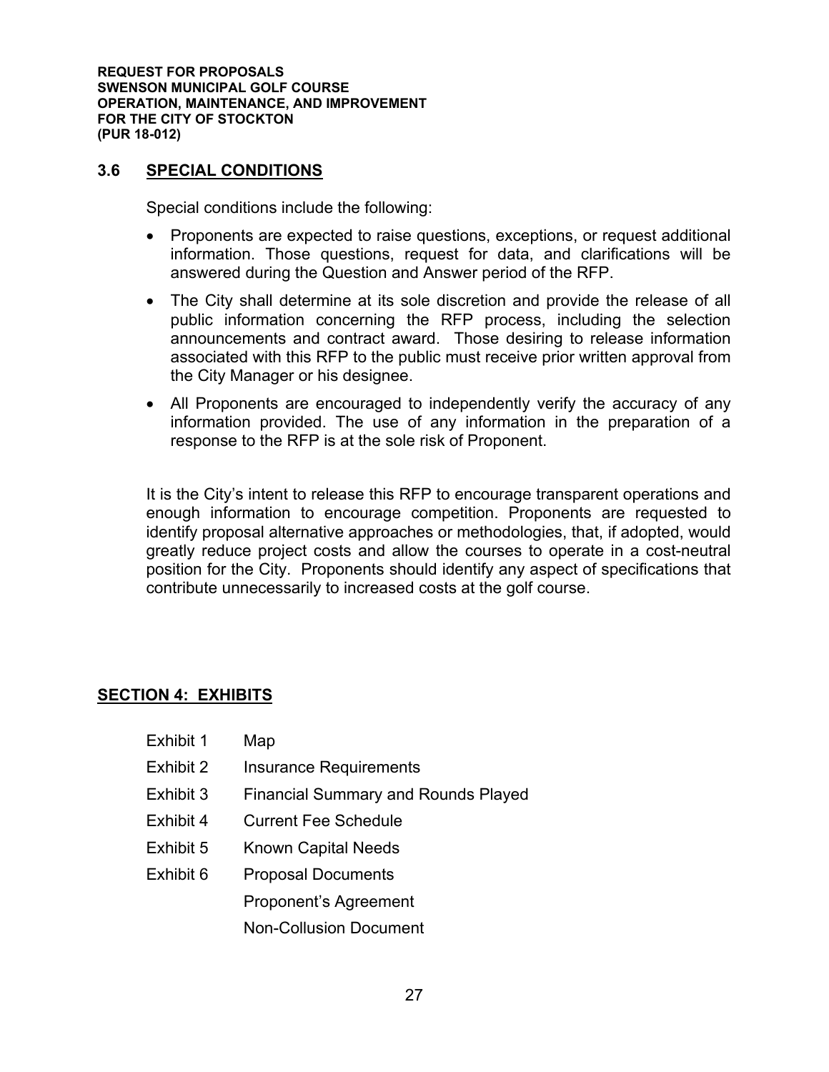### 3.6 SPECIAL CONDITIONS

Special conditions include the following:

- Proponents are expected to raise questions, exceptions, or request additional information. Those questions, request for data, and clarifications will be answered during the Question and Answer period of the RFP.
- The City shall determine at its sole discretion and provide the release of all public information concerning the RFP process, including the selection announcements and contract award. Those desiring to release information associated with this RFP to the public must receive prior written approval from the City Manager or his designee.
- All Proponents are encouraged to independently verify the accuracy of any information provided. The use of any information in the preparation of a response to the RFP is at the sole risk of Proponent.

It is the City's intent to release this RFP to encourage transparent operations and enough information to encourage competition. Proponents are requested to identify proposal alternative approaches or methodologies, that, if adopted, would greatly reduce project costs and allow the courses to operate in a cost-neutral position for the City. Proponents should identify any aspect of specifications that contribute unnecessarily to increased costs at the golf course.

## SECTION 4: EXHIBITS

| | |
|---|---|
| Exhibit 1 | Map |
| Exhibit 2 | Insurance Requirements |
| Exhibit 3 | Financial Summary and Rounds Played |
| Exhibit 4 | Current Fee Schedule |
| Exhibit 5 | Known Capital Needs |
| Exhibit 6 | Proposal Documents |
| | Proponent's Agreement |
| | Non-Collusion Document |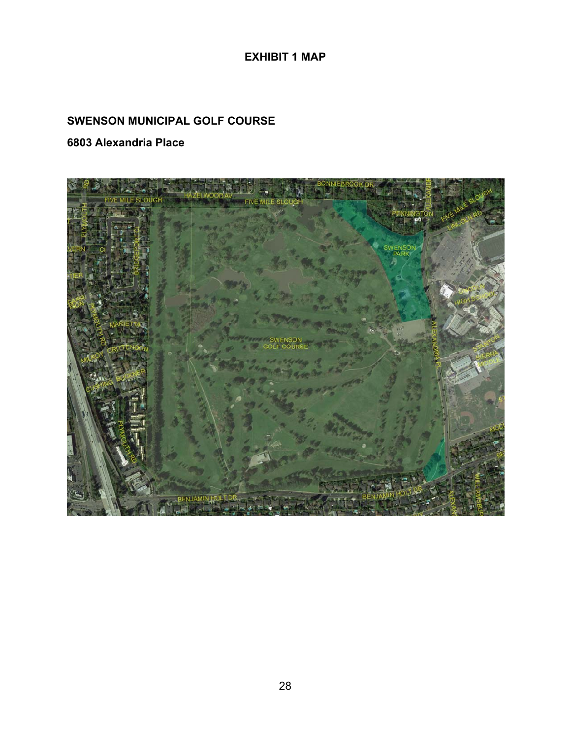# EXHIBIT 1 MAP

## SWENSON MUNICIPAL GOLF COURSE

### 6803 Alexandria Place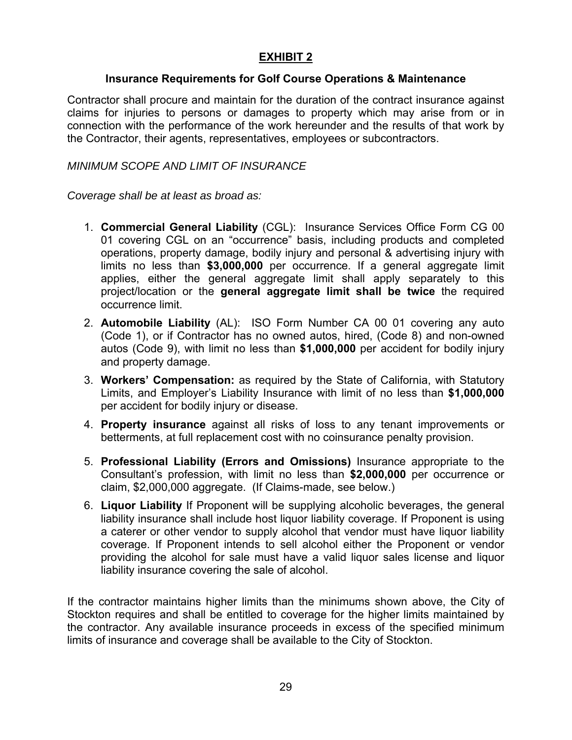# **EXHIBIT 2**

## Insurance Requirements for Golf Course Operations & Maintenance

Contractor shall procure and maintain for the duration of the contract insurance against claims for injuries to persons or damages to property which may arise from or in connection with the performance of the work hereunder and the results of that work by the Contractor, their agents, representatives, employees or subcontractors.

*MINIMUM SCOPE AND LIMIT OF INSURANCE*

*Coverage shall be at least as broad as:*

1. **Commercial General Liability** (CGL): Insurance Services Office Form CG 00 01 covering CGL on an "occurrence" basis, including products and completed operations, property damage, bodily injury and personal & advertising injury with limits no less than **$3,000,000** per occurrence. If a general aggregate limit applies, either the general aggregate limit shall apply separately to this project/location or the **general aggregate limit shall be twice** the required occurrence limit.
2. **Automobile Liability** (AL): ISO Form Number CA 00 01 covering any auto (Code 1), or if Contractor has no owned autos, hired, (Code 8) and non-owned autos (Code 9), with limit no less than **$1,000,000** per accident for bodily injury and property damage.
3. **Workers' Compensation:** as required by the State of California, with Statutory Limits, and Employer's Liability Insurance with limit of no less than **$1,000,000** per accident for bodily injury or disease.
4. **Property insurance** against all risks of loss to any tenant improvements or betterments, at full replacement cost with no coinsurance penalty provision.
5. **Professional Liability (Errors and Omissions)** Insurance appropriate to the Consultant's profession, with limit no less than **$2,000,000** per occurrence or claim, $2,000,000 aggregate. (If Claims-made, see below.)
6. **Liquor Liability** If Proponent will be supplying alcoholic beverages, the general liability insurance shall include host liquor liability coverage. If Proponent is using a caterer or other vendor to supply alcohol that vendor must have liquor liability coverage. If Proponent intends to sell alcohol either the Proponent or vendor providing the alcohol for sale must have a valid liquor sales license and liquor liability insurance covering the sale of alcohol.

If the contractor maintains higher limits than the minimums shown above, the City of Stockton requires and shall be entitled to coverage for the higher limits maintained by the contractor. Any available insurance proceeds in excess of the specified minimum limits of insurance and coverage shall be available to the City of Stockton.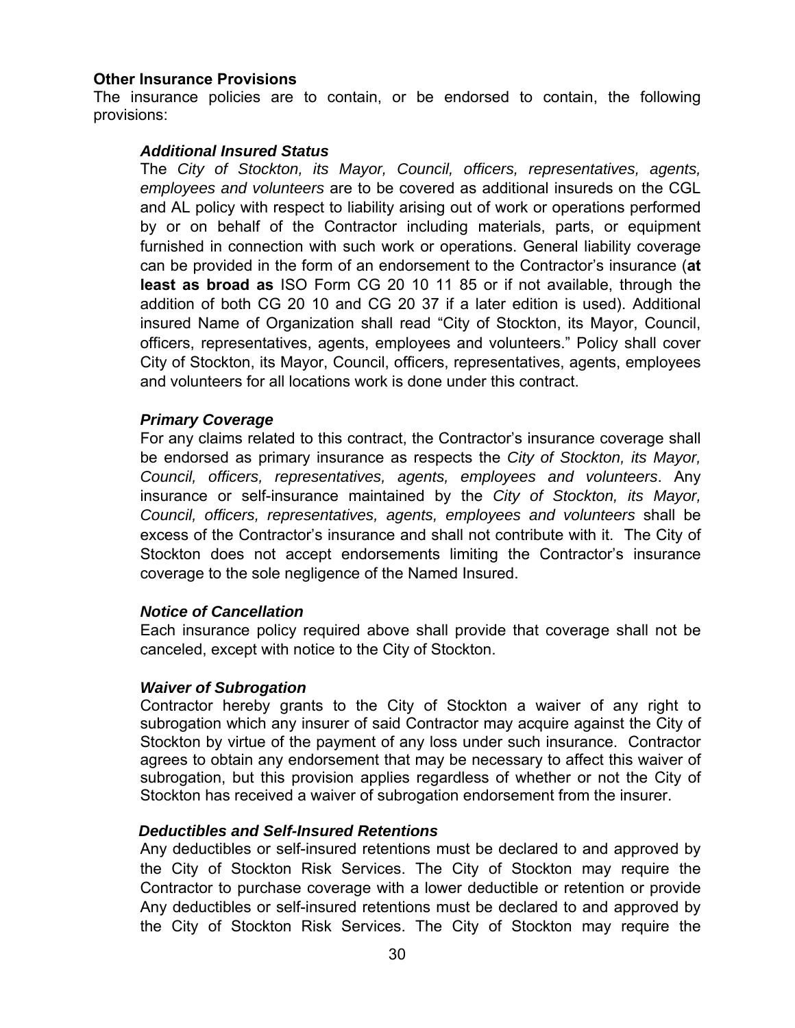**Other Insurance Provisions**
The insurance policies are to contain, or be endorsed to contain, the following provisions:

***Additional Insured Status***
The *City of Stockton, its Mayor, Council, officers, representatives, agents, employees and volunteers* are to be covered as additional insureds on the CGL and AL policy with respect to liability arising out of work or operations performed by or on behalf of the Contractor including materials, parts, or equipment furnished in connection with such work or operations. General liability coverage can be provided in the form of an endorsement to the Contractor's insurance (**at least as broad as** ISO Form CG 20 10 11 85 or if not available, through the addition of both CG 20 10 and CG 20 37 if a later edition is used). Additional insured Name of Organization shall read "City of Stockton, its Mayor, Council, officers, representatives, agents, employees and volunteers." Policy shall cover City of Stockton, its Mayor, Council, officers, representatives, agents, employees and volunteers for all locations work is done under this contract.

***Primary Coverage***
For any claims related to this contract, the Contractor's insurance coverage shall be endorsed as primary insurance as respects the *City of Stockton, its Mayor, Council, officers, representatives, agents, employees and volunteers*. Any insurance or self-insurance maintained by the *City of Stockton, its Mayor, Council, officers, representatives, agents, employees and volunteers* shall be excess of the Contractor's insurance and shall not contribute with it. The City of Stockton does not accept endorsements limiting the Contractor's insurance coverage to the sole negligence of the Named Insured.

***Notice of Cancellation***
Each insurance policy required above shall provide that coverage shall not be canceled, except with notice to the City of Stockton.

***Waiver of Subrogation***
Contractor hereby grants to the City of Stockton a waiver of any right to subrogation which any insurer of said Contractor may acquire against the City of Stockton by virtue of the payment of any loss under such insurance. Contractor agrees to obtain any endorsement that may be necessary to affect this waiver of subrogation, but this provision applies regardless of whether or not the City of Stockton has received a waiver of subrogation endorsement from the insurer.

***Deductibles and Self-Insured Retentions***
Any deductibles or self-insured retentions must be declared to and approved by the City of Stockton Risk Services. The City of Stockton may require the Contractor to purchase coverage with a lower deductible or retention or provide Any deductibles or self-insured retentions must be declared to and approved by the City of Stockton Risk Services. The City of Stockton may require the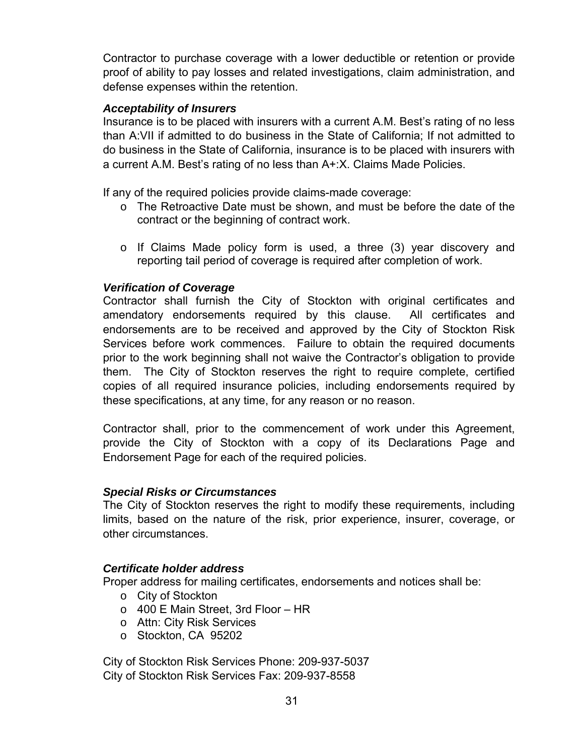Contractor to purchase coverage with a lower deductible or retention or provide proof of ability to pay losses and related investigations, claim administration, and defense expenses within the retention.

***Acceptability of Insurers***

Insurance is to be placed with insurers with a current A.M. Best's rating of no less than A:VII if admitted to do business in the State of California; If not admitted to do business in the State of California, insurance is to be placed with insurers with a current A.M. Best's rating of no less than A+:X. Claims Made Policies.

If any of the required policies provide claims-made coverage:

- The Retroactive Date must be shown, and must be before the date of the contract or the beginning of contract work.
- If Claims Made policy form is used, a three (3) year discovery and reporting tail period of coverage is required after completion of work.

***Verification of Coverage***

Contractor shall furnish the City of Stockton with original certificates and amendatory endorsements required by this clause. All certificates and endorsements are to be received and approved by the City of Stockton Risk Services before work commences. Failure to obtain the required documents prior to the work beginning shall not waive the Contractor's obligation to provide them. The City of Stockton reserves the right to require complete, certified copies of all required insurance policies, including endorsements required by these specifications, at any time, for any reason or no reason.

Contractor shall, prior to the commencement of work under this Agreement, provide the City of Stockton with a copy of its Declarations Page and Endorsement Page for each of the required policies.

***Special Risks or Circumstances***

The City of Stockton reserves the right to modify these requirements, including limits, based on the nature of the risk, prior experience, insurer, coverage, or other circumstances.

***Certificate holder address***

Proper address for mailing certificates, endorsements and notices shall be:

- City of Stockton
- 400 E Main Street, 3rd Floor – HR
- Attn: City Risk Services
- Stockton, CA 95202

City of Stockton Risk Services Phone: 209-937-5037
City of Stockton Risk Services Fax: 209-937-8558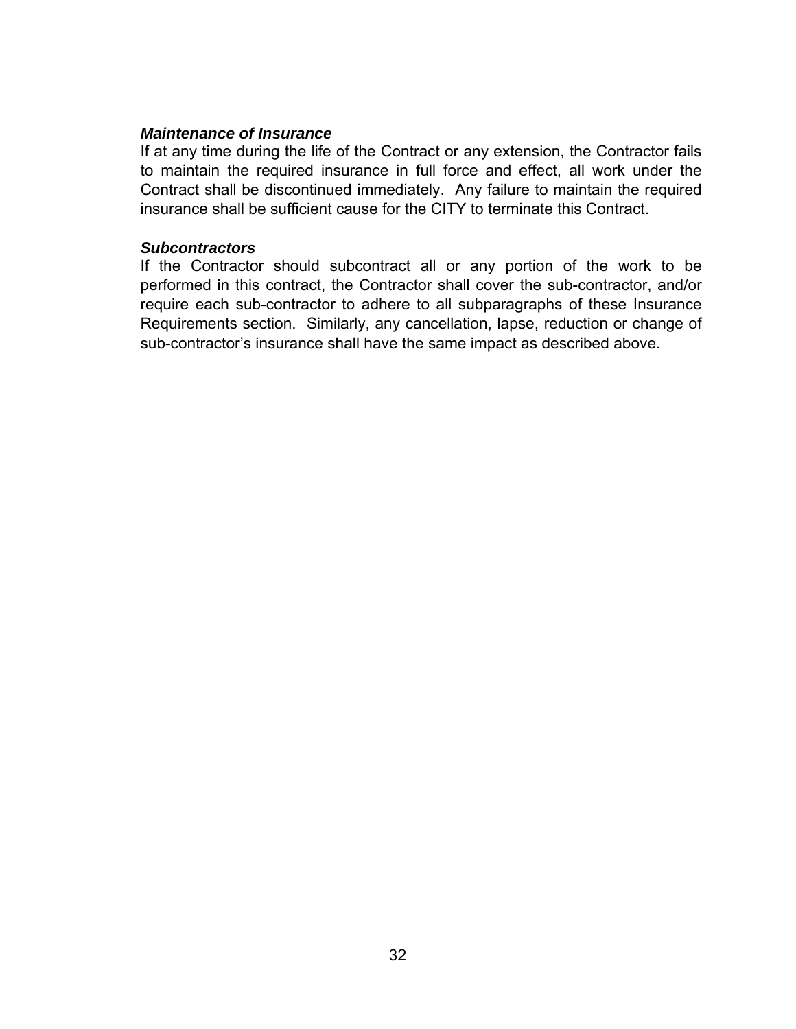***Maintenance of Insurance***

If at any time during the life of the Contract or any extension, the Contractor fails to maintain the required insurance in full force and effect, all work under the Contract shall be discontinued immediately. Any failure to maintain the required insurance shall be sufficient cause for the CITY to terminate this Contract.

***Subcontractors***

If the Contractor should subcontract all or any portion of the work to be performed in this contract, the Contractor shall cover the sub-contractor, and/or require each sub-contractor to adhere to all subparagraphs of these Insurance Requirements section. Similarly, any cancellation, lapse, reduction or change of sub-contractor's insurance shall have the same impact as described above.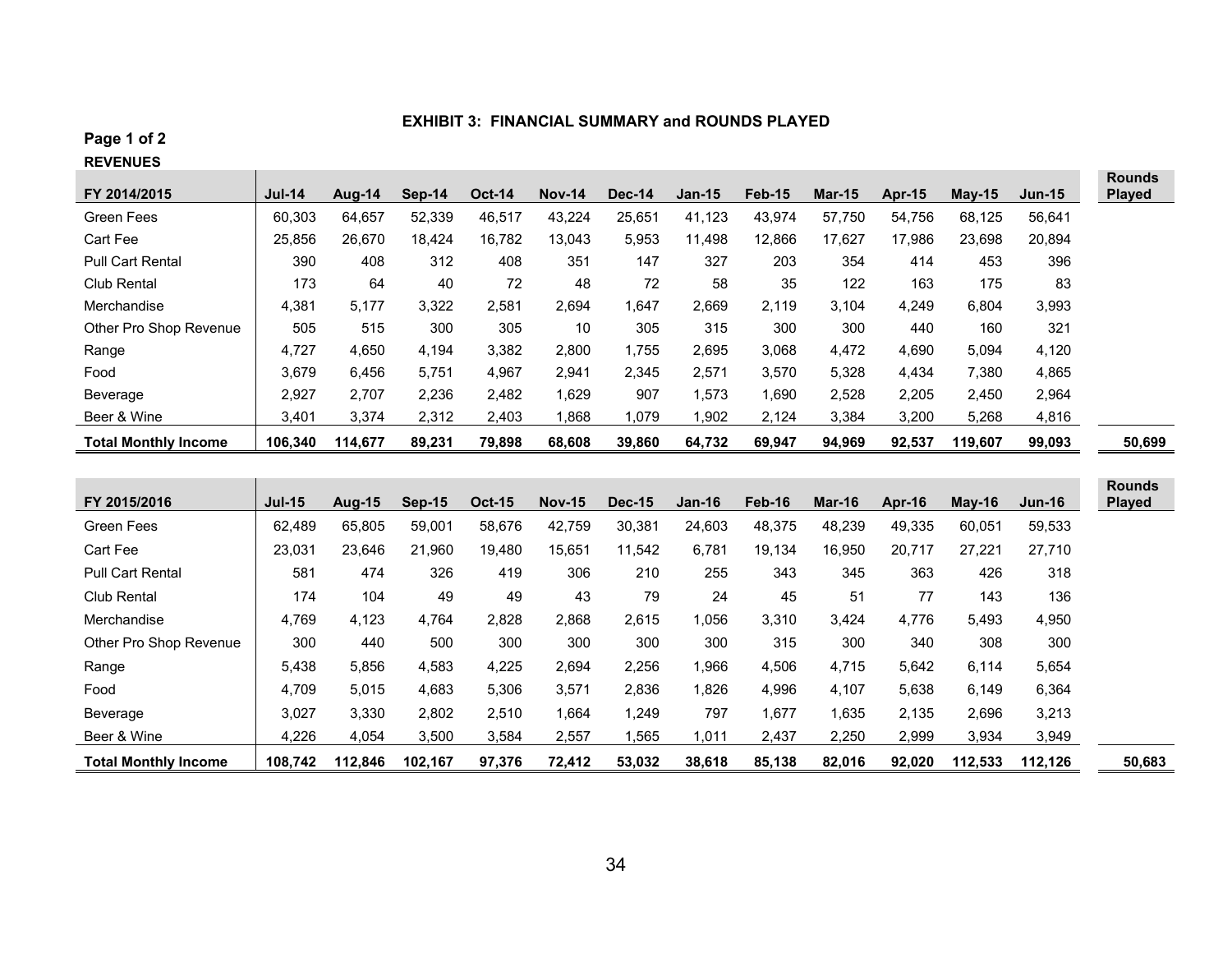**EXHIBIT 3: FINANCIAL SUMMARY and ROUNDS PLAYED**

**Page 1 of 2**

**REVENUES**

| FY 2014/2015 | Jul-14 | Aug-14 | Sep-14 | Oct-14 | Nov-14 | Dec-14 | Jan-15 | Feb-15 | Mar-15 | Apr-15 | May-15 | Jun-15 | Rounds Played |
|---|---|---|---|---|---|---|---|---|---|---|---|---|---|
| Green Fees | 60,303 | 64,657 | 52,339 | 46,517 | 43,224 | 25,651 | 41,123 | 43,974 | 57,750 | 54,756 | 68,125 | 56,641 | |
| Cart Fee | 25,856 | 26,670 | 18,424 | 16,782 | 13,043 | 5,953 | 11,498 | 12,866 | 17,627 | 17,986 | 23,698 | 20,894 | |
| Pull Cart Rental | 390 | 408 | 312 | 408 | 351 | 147 | 327 | 203 | 354 | 414 | 453 | 396 | |
| Club Rental | 173 | 64 | 40 | 72 | 48 | 72 | 58 | 35 | 122 | 163 | 175 | 83 | |
| Merchandise | 4,381 | 5,177 | 3,322 | 2,581 | 2,694 | 1,647 | 2,669 | 2,119 | 3,104 | 4,249 | 6,804 | 3,993 | |
| Other Pro Shop Revenue | 505 | 515 | 300 | 305 | 10 | 305 | 315 | 300 | 300 | 440 | 160 | 321 | |
| Range | 4,727 | 4,650 | 4,194 | 3,382 | 2,800 | 1,755 | 2,695 | 3,068 | 4,472 | 4,690 | 5,094 | 4,120 | |
| Food | 3,679 | 6,456 | 5,751 | 4,967 | 2,941 | 2,345 | 2,571 | 3,570 | 5,328 | 4,434 | 7,380 | 4,865 | |
| Beverage | 2,927 | 2,707 | 2,236 | 2,482 | 1,629 | 907 | 1,573 | 1,690 | 2,528 | 2,205 | 2,450 | 2,964 | |
| Beer & Wine | 3,401 | 3,374 | 2,312 | 2,403 | 1,868 | 1,079 | 1,902 | 2,124 | 3,384 | 3,200 | 5,268 | 4,816 | |
| **Total Monthly Income** | **106,340** | **114,677** | **89,231** | **79,898** | **68,608** | **39,860** | **64,732** | **69,947** | **94,969** | **92,537** | **119,607** | **99,093** | **50,699** |

| FY 2015/2016 | Jul-15 | Aug-15 | Sep-15 | Oct-15 | Nov-15 | Dec-15 | Jan-16 | Feb-16 | Mar-16 | Apr-16 | May-16 | Jun-16 | Rounds Played |
|---|---|---|---|---|---|---|---|---|---|---|---|---|---|
| Green Fees | 62,489 | 65,805 | 59,001 | 58,676 | 42,759 | 30,381 | 24,603 | 48,375 | 48,239 | 49,335 | 60,051 | 59,533 | |
| Cart Fee | 23,031 | 23,646 | 21,960 | 19,480 | 15,651 | 11,542 | 6,781 | 19,134 | 16,950 | 20,717 | 27,221 | 27,710 | |
| Pull Cart Rental | 581 | 474 | 326 | 419 | 306 | 210 | 255 | 343 | 345 | 363 | 426 | 318 | |
| Club Rental | 174 | 104 | 49 | 49 | 43 | 79 | 24 | 45 | 51 | 77 | 143 | 136 | |
| Merchandise | 4,769 | 4,123 | 4,764 | 2,828 | 2,868 | 2,615 | 1,056 | 3,310 | 3,424 | 4,776 | 5,493 | 4,950 | |
| Other Pro Shop Revenue | 300 | 440 | 500 | 300 | 300 | 300 | 300 | 315 | 300 | 340 | 308 | 300 | |
| Range | 5,438 | 5,856 | 4,583 | 4,225 | 2,694 | 2,256 | 1,966 | 4,506 | 4,715 | 5,642 | 6,114 | 5,654 | |
| Food | 4,709 | 5,015 | 4,683 | 5,306 | 3,571 | 2,836 | 1,826 | 4,996 | 4,107 | 5,638 | 6,149 | 6,364 | |
| Beverage | 3,027 | 3,330 | 2,802 | 2,510 | 1,664 | 1,249 | 797 | 1,677 | 1,635 | 2,135 | 2,696 | 3,213 | |
| Beer & Wine | 4,226 | 4,054 | 3,500 | 3,584 | 2,557 | 1,565 | 1,011 | 2,437 | 2,250 | 2,999 | 3,934 | 3,949 | |
| **Total Monthly Income** | **108,742** | **112,846** | **102,167** | **97,376** | **72,412** | **53,032** | **38,618** | **85,138** | **82,016** | **92,020** | **112,533** | **112,126** | **50,683** |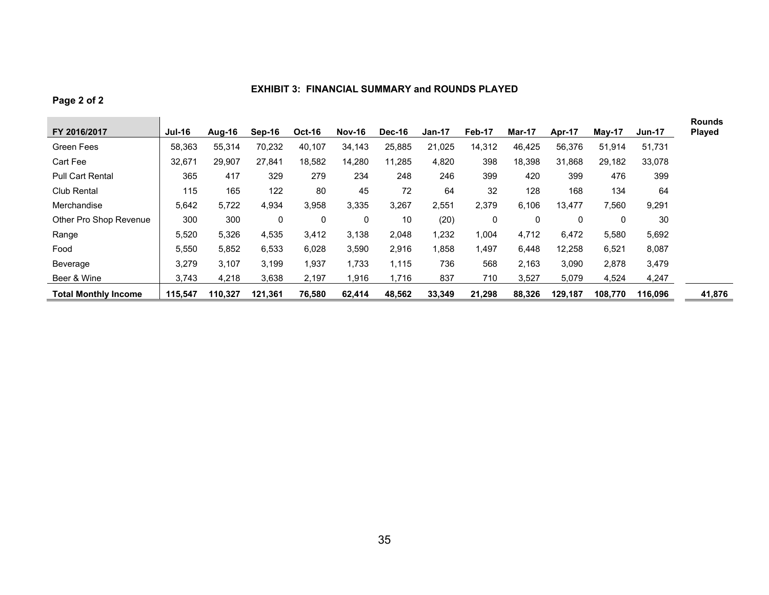## EXHIBIT 3: FINANCIAL SUMMARY and ROUNDS PLAYED

**Page 2 of 2**

| FY 2016/2017 | Jul-16 | Aug-16 | Sep-16 | Oct-16 | Nov-16 | Dec-16 | Jan-17 | Feb-17 | Mar-17 | Apr-17 | May-17 | Jun-17 | Rounds Played |
|---|---|---|---|---|---|---|---|---|---|---|---|---|---|
| Green Fees | 58,363 | 55,314 | 70,232 | 40,107 | 34,143 | 25,885 | 21,025 | 14,312 | 46,425 | 56,376 | 51,914 | 51,731 | |
| Cart Fee | 32,671 | 29,907 | 27,841 | 18,582 | 14,280 | 11,285 | 4,820 | 398 | 18,398 | 31,868 | 29,182 | 33,078 | |
| Pull Cart Rental | 365 | 417 | 329 | 279 | 234 | 248 | 246 | 399 | 420 | 399 | 476 | 399 | |
| Club Rental | 115 | 165 | 122 | 80 | 45 | 72 | 64 | 32 | 128 | 168 | 134 | 64 | |
| Merchandise | 5,642 | 5,722 | 4,934 | 3,958 | 3,335 | 3,267 | 2,551 | 2,379 | 6,106 | 13,477 | 7,560 | 9,291 | |
| Other Pro Shop Revenue | 300 | 300 | 0 | 0 | 0 | 10 | (20) | 0 | 0 | 0 | 0 | 30 | |
| Range | 5,520 | 5,326 | 4,535 | 3,412 | 3,138 | 2,048 | 1,232 | 1,004 | 4,712 | 6,472 | 5,580 | 5,692 | |
| Food | 5,550 | 5,852 | 6,533 | 6,028 | 3,590 | 2,916 | 1,858 | 1,497 | 6,448 | 12,258 | 6,521 | 8,087 | |
| Beverage | 3,279 | 3,107 | 3,199 | 1,937 | 1,733 | 1,115 | 736 | 568 | 2,163 | 3,090 | 2,878 | 3,479 | |
| Beer & Wine | 3,743 | 4,218 | 3,638 | 2,197 | 1,916 | 1,716 | 837 | 710 | 3,527 | 5,079 | 4,524 | 4,247 | |
| **Total Monthly Income** | **115,547** | **110,327** | **121,361** | **76,580** | **62,414** | **48,562** | **33,349** | **21,298** | **88,326** | **129,187** | **108,770** | **116,096** | **41,876** |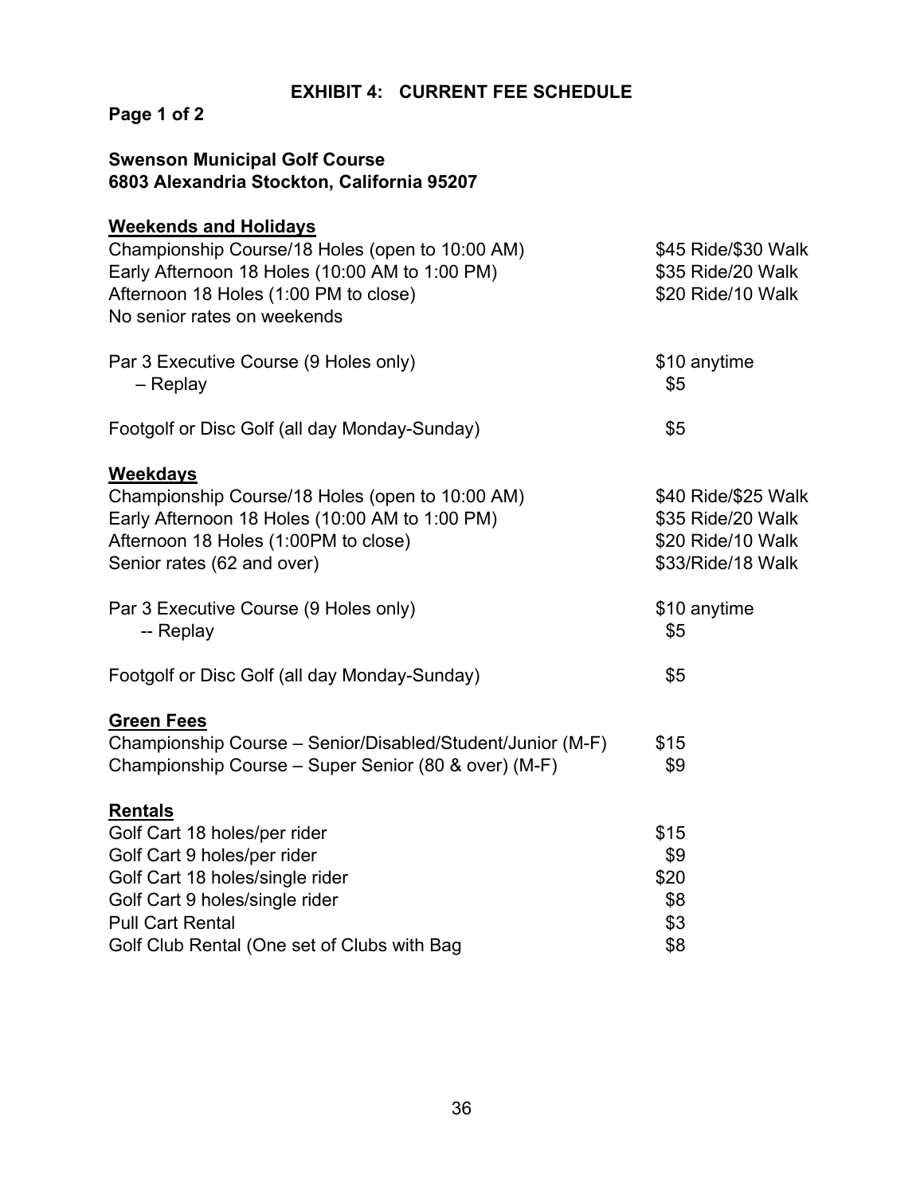**EXHIBIT 4: CURRENT FEE SCHEDULE**

**Page 1 of 2**

**Swenson Municipal Golf Course**
**6803 Alexandria Stockton, California 95207**

**<u>Weekends and Holidays</u>**

| | |
|---|---|
| Championship Course/18 Holes (open to 10:00 AM) | $45 Ride/$30 Walk |
| Early Afternoon 18 Holes (10:00 AM to 1:00 PM) | $35 Ride/20 Walk |
| Afternoon 18 Holes (1:00 PM to close) | $20 Ride/10 Walk |
| No senior rates on weekends | |
| | |
| Par 3 Executive Course (9 Holes only) | $10 anytime |
| – Replay | $5 |
| | |
| Footgolf or Disc Golf (all day Monday-Sunday) | $5 |

**<u>Weekdays</u>**

| | |
|---|---|
| Championship Course/18 Holes (open to 10:00 AM) | $40 Ride/$25 Walk |
| Early Afternoon 18 Holes (10:00 AM to 1:00 PM) | $35 Ride/20 Walk |
| Afternoon 18 Holes (1:00PM to close) | $20 Ride/10 Walk |
| Senior rates (62 and over) | $33/Ride/18 Walk |
| | |
| Par 3 Executive Course (9 Holes only) | $10 anytime |
| -- Replay | $5 |
| | |
| Footgolf or Disc Golf (all day Monday-Sunday) | $5 |

**<u>Green Fees</u>**

| | |
|---|---|
| Championship Course – Senior/Disabled/Student/Junior (M-F) | $15 |
| Championship Course – Super Senior (80 & over) (M-F) | $9 |

**<u>Rentals</u>**

| | |
|---|---|
| Golf Cart 18 holes/per rider | $15 |
| Golf Cart 9 holes/per rider | $9 |
| Golf Cart 18 holes/single rider | $20 |
| Golf Cart 9 holes/single rider | $8 |
| Pull Cart Rental | $3 |
| Golf Club Rental (One set of Clubs with Bag | $8 |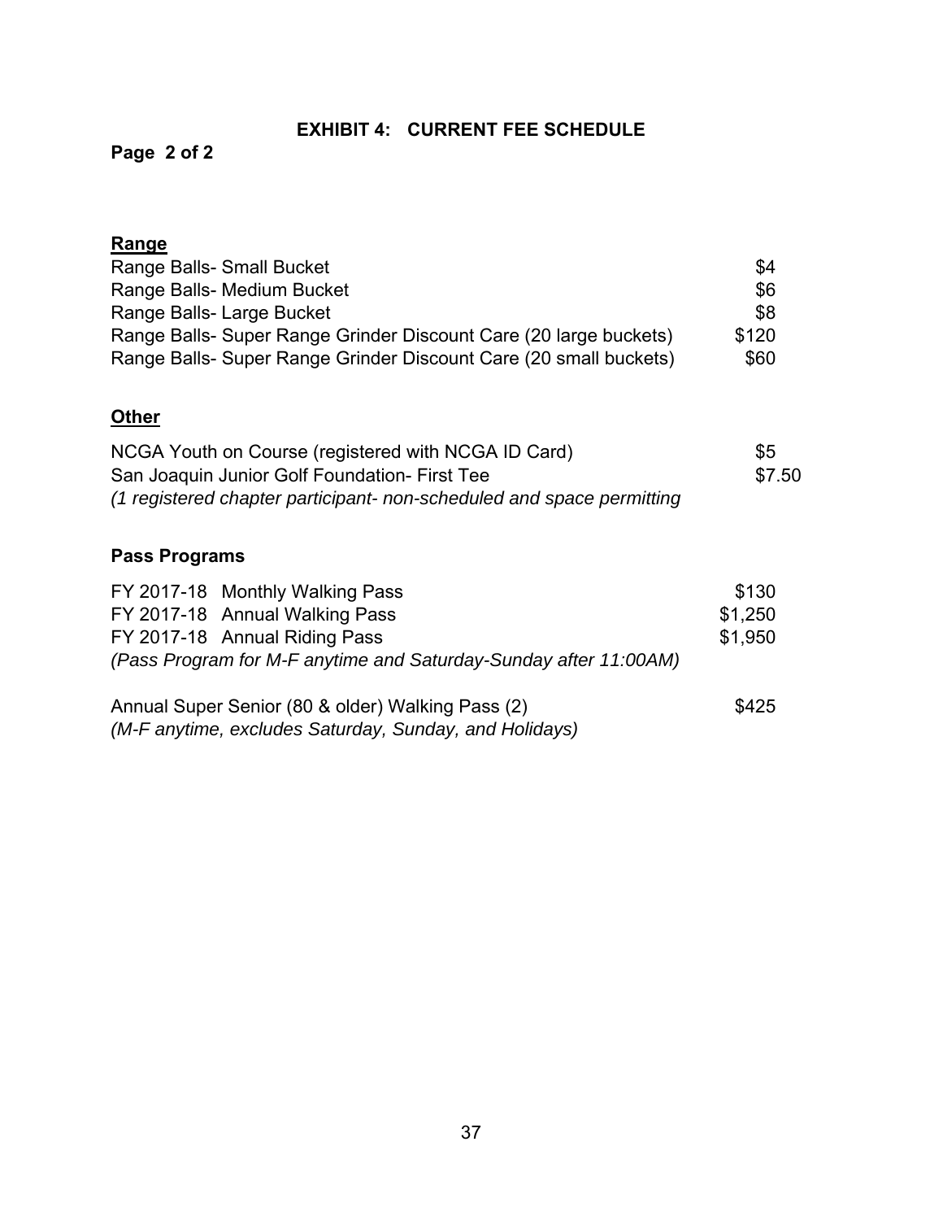## EXHIBIT 4: CURRENT FEE SCHEDULE

**Page 2 of 2**

### Range

| | |
|---|---|
| Range Balls- Small Bucket | $4 |
| Range Balls- Medium Bucket | $6 |
| Range Balls- Large Bucket | $8 |
| Range Balls- Super Range Grinder Discount Care (20 large buckets) | $120 |
| Range Balls- Super Range Grinder Discount Care (20 small buckets) | $60 |

### Other

| | |
|---|---|
| NCGA Youth on Course (registered with NCGA ID Card) | $5 |
| San Joaquin Junior Golf Foundation- First Tee | $7.50 |

*(1 registered chapter participant- non-scheduled and space permitting*

### Pass Programs

| | |
|---|---|
| FY 2017-18 Monthly Walking Pass | $130 |
| FY 2017-18 Annual Walking Pass | $1,250 |
| FY 2017-18 Annual Riding Pass | $1,950 |

*(Pass Program for M-F anytime and Saturday-Sunday after 11:00AM)*

| | |
|---|---|
| Annual Super Senior (80 & older) Walking Pass (2) | $425 |

*(M-F anytime, excludes Saturday, Sunday, and Holidays)*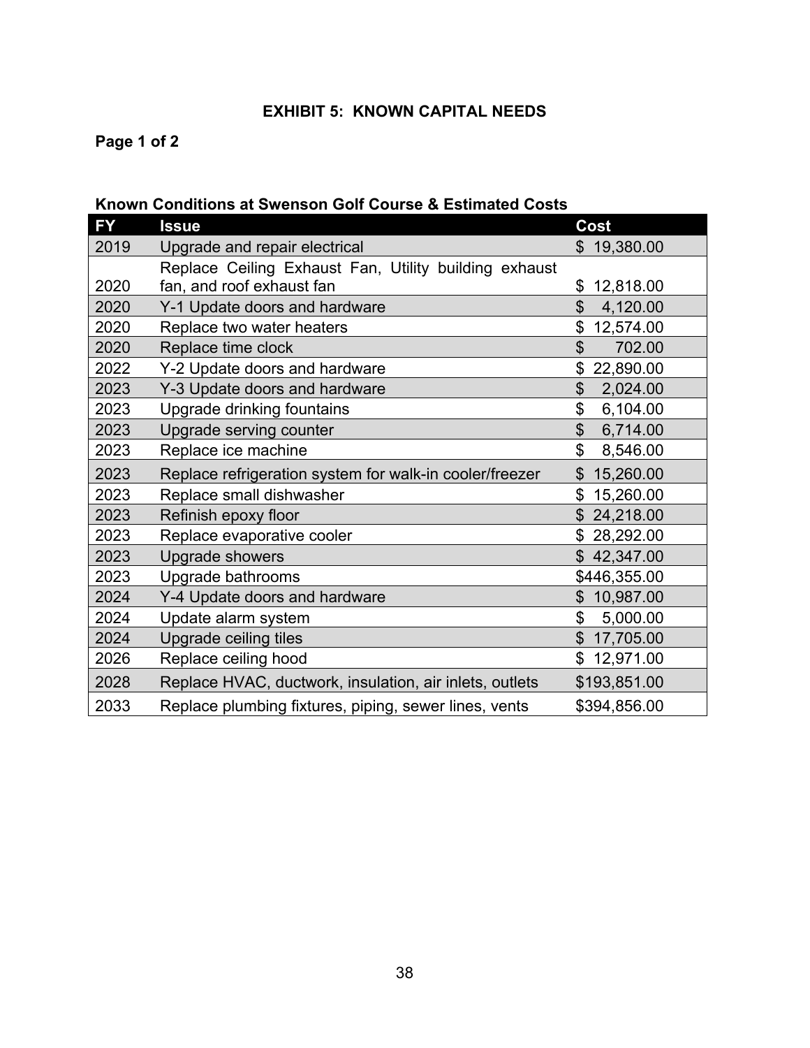## EXHIBIT 5: KNOWN CAPITAL NEEDS

**Page 1 of 2**

**Known Conditions at Swenson Golf Course & Estimated Costs**

| FY | Issue | Cost |
|---|---|---|
| 2019 | Upgrade and repair electrical | $ 19,380.00 |
| 2020 | Replace Ceiling Exhaust Fan, Utility building exhaust fan, and roof exhaust fan | $ 12,818.00 |
| 2020 | Y-1 Update doors and hardware | $ 4,120.00 |
| 2020 | Replace two water heaters | $ 12,574.00 |
| 2020 | Replace time clock | $ 702.00 |
| 2022 | Y-2 Update doors and hardware | $ 22,890.00 |
| 2023 | Y-3 Update doors and hardware | $ 2,024.00 |
| 2023 | Upgrade drinking fountains | $ 6,104.00 |
| 2023 | Upgrade serving counter | $ 6,714.00 |
| 2023 | Replace ice machine | $ 8,546.00 |
| 2023 | Replace refrigeration system for walk-in cooler/freezer | $ 15,260.00 |
| 2023 | Replace small dishwasher | $ 15,260.00 |
| 2023 | Refinish epoxy floor | $ 24,218.00 |
| 2023 | Replace evaporative cooler | $ 28,292.00 |
| 2023 | Upgrade showers | $ 42,347.00 |
| 2023 | Upgrade bathrooms | $446,355.00 |
| 2024 | Y-4 Update doors and hardware | $ 10,987.00 |
| 2024 | Update alarm system | $ 5,000.00 |
| 2024 | Upgrade ceiling tiles | $ 17,705.00 |
| 2026 | Replace ceiling hood | $ 12,971.00 |
| 2028 | Replace HVAC, ductwork, insulation, air inlets, outlets | $193,851.00 |
| 2033 | Replace plumbing fixtures, piping, sewer lines, vents | $394,856.00 |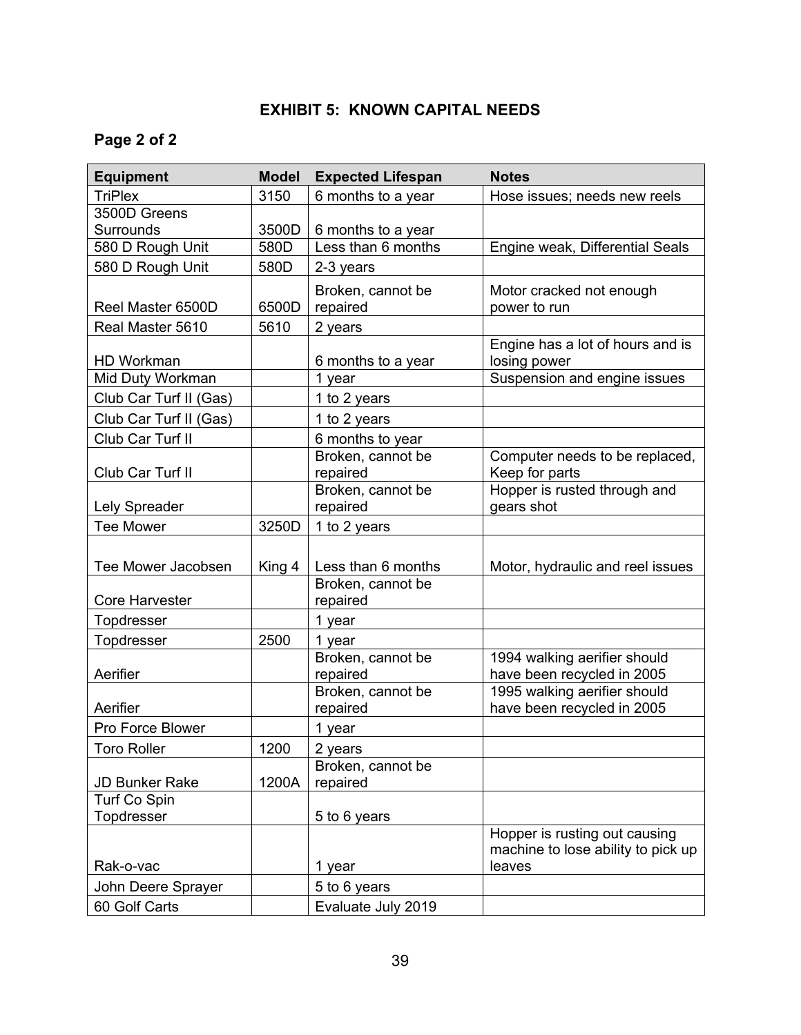## EXHIBIT 5: KNOWN CAPITAL NEEDS

### Page 2 of 2

| Equipment | Model | Expected Lifespan | Notes |
|---|---|---|---|
| TriPlex | 3150 | 6 months to a year | Hose issues; needs new reels |
| 3500D Greens Surrounds | 3500D | 6 months to a year | |
| 580 D Rough Unit | 580D | Less than 6 months | Engine weak, Differential Seals |
| 580 D Rough Unit | 580D | 2-3 years | |
| Reel Master 6500D | 6500D | Broken, cannot be repaired | Motor cracked not enough power to run |
| Real Master 5610 | 5610 | 2 years | |
| HD Workman | | 6 months to a year | Engine has a lot of hours and is losing power |
| Mid Duty Workman | | 1 year | Suspension and engine issues |
| Club Car Turf II (Gas) | | 1 to 2 years | |
| Club Car Turf II (Gas) | | 1 to 2 years | |
| Club Car Turf II | | 6 months to year | |
| Club Car Turf II | | Broken, cannot be repaired | Computer needs to be replaced, Keep for parts |
| Lely Spreader | | Broken, cannot be repaired | Hopper is rusted through and gears shot |
| Tee Mower | 3250D | 1 to 2 years | |
| Tee Mower Jacobsen | King 4 | Less than 6 months | Motor, hydraulic and reel issues |
| Core Harvester | | Broken, cannot be repaired | |
| Topdresser | | 1 year | |
| Topdresser | 2500 | 1 year | |
| Aerifier | | Broken, cannot be repaired | 1994 walking aerifier should have been recycled in 2005 |
| Aerifier | | Broken, cannot be repaired | 1995 walking aerifier should have been recycled in 2005 |
| Pro Force Blower | | 1 year | |
| Toro Roller | 1200 | 2 years | |
| JD Bunker Rake | 1200A | Broken, cannot be repaired | |
| Turf Co Spin Topdresser | | 5 to 6 years | |
| Rak-o-vac | | 1 year | Hopper is rusting out causing machine to lose ability to pick up leaves |
| John Deere Sprayer | | 5 to 6 years | |
| 60 Golf Carts | | Evaluate July 2019 | |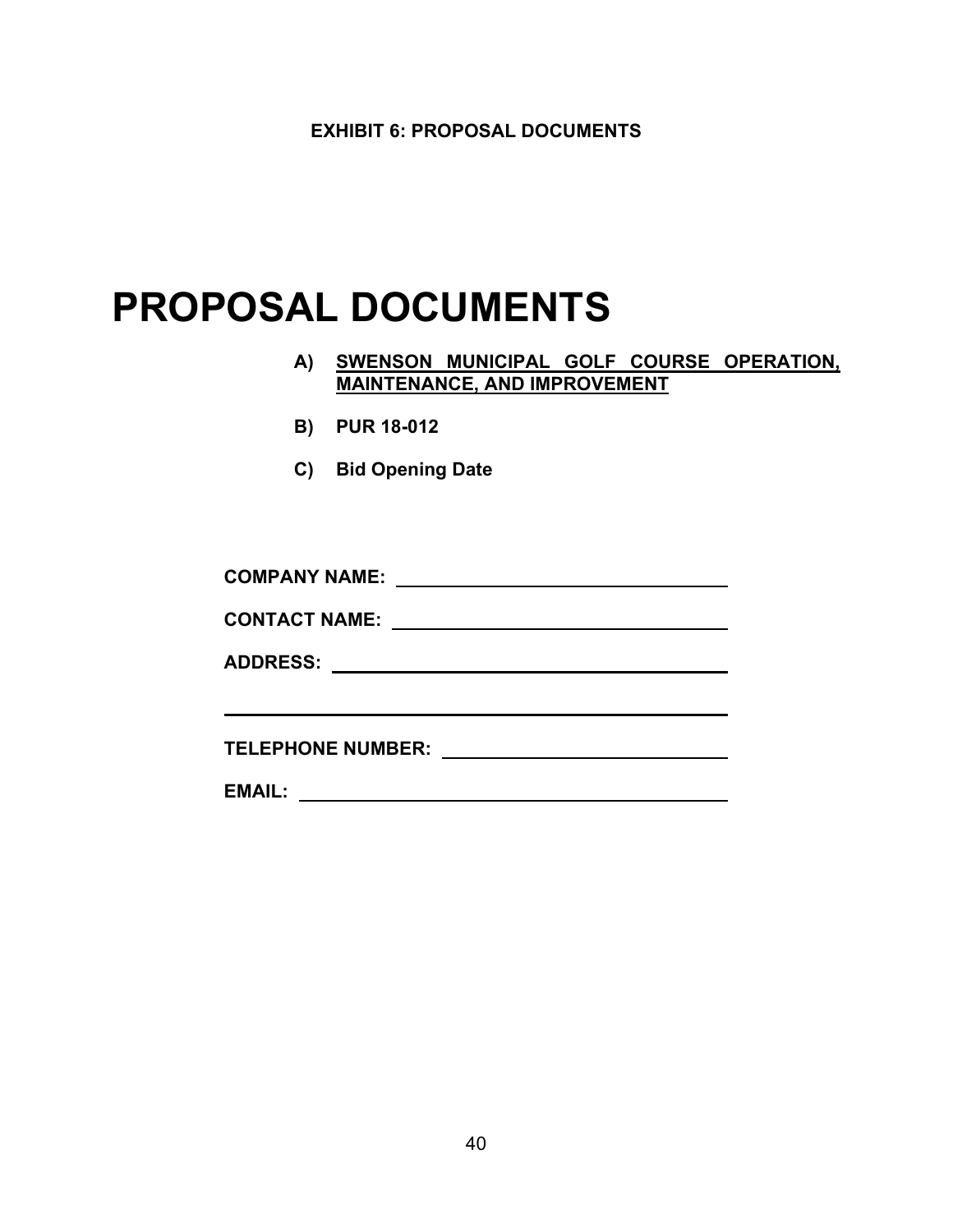**EXHIBIT 6: PROPOSAL DOCUMENTS**

# PROPOSAL DOCUMENTS

A) **SWENSON MUNICIPAL GOLF COURSE OPERATION, MAINTENANCE, AND IMPROVEMENT**

B) **PUR 18-012**

C) **Bid Opening Date**

**COMPANY NAME:** ______________________________

**CONTACT NAME:** ______________________________

**ADDRESS:** ______________________________

______________________________

**TELEPHONE NUMBER:** ______________________________

**EMAIL:** ______________________________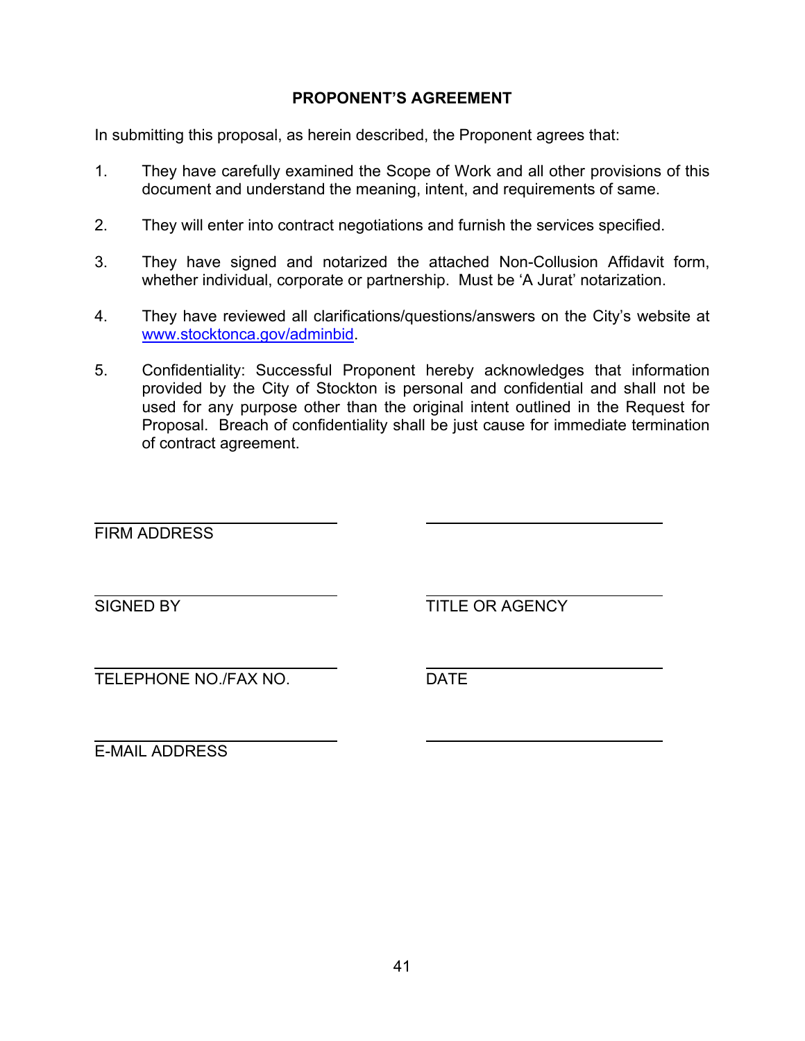**PROPONENT'S AGREEMENT**

In submitting this proposal, as herein described, the Proponent agrees that:

1. They have carefully examined the Scope of Work and all other provisions of this document and understand the meaning, intent, and requirements of same.

2. They will enter into contract negotiations and furnish the services specified.

3. They have signed and notarized the attached Non-Collusion Affidavit form, whether individual, corporate or partnership. Must be 'A Jurat' notarization.

4. They have reviewed all clarifications/questions/answers on the City's website at www.stocktonca.gov/adminbid.

5. Confidentiality: Successful Proponent hereby acknowledges that information provided by the City of Stockton is personal and confidential and shall not be used for any purpose other than the original intent outlined in the Request for Proposal. Breach of confidentiality shall be just cause for immediate termination of contract agreement.

| | |
|---|---|
| \_\_\_\_\_\_\_\_\_\_\_\_\_\_\_\_\_\_\_\_\_\_\_\_\_\_\_\_ FIRM ADDRESS | \_\_\_\_\_\_\_\_\_\_\_\_\_\_\_\_\_\_\_\_\_\_\_\_\_\_\_\_ |
| \_\_\_\_\_\_\_\_\_\_\_\_\_\_\_\_\_\_\_\_\_\_\_\_\_\_\_\_ SIGNED BY | \_\_\_\_\_\_\_\_\_\_\_\_\_\_\_\_\_\_\_\_\_\_\_\_\_\_\_\_ TITLE OR AGENCY |
| \_\_\_\_\_\_\_\_\_\_\_\_\_\_\_\_\_\_\_\_\_\_\_\_\_\_\_\_ TELEPHONE NO./FAX NO. | \_\_\_\_\_\_\_\_\_\_\_\_\_\_\_\_\_\_\_\_\_\_\_\_\_\_\_\_ DATE |
| \_\_\_\_\_\_\_\_\_\_\_\_\_\_\_\_\_\_\_\_\_\_\_\_\_\_\_\_ E-MAIL ADDRESS | \_\_\_\_\_\_\_\_\_\_\_\_\_\_\_\_\_\_\_\_\_\_\_\_\_\_\_\_ |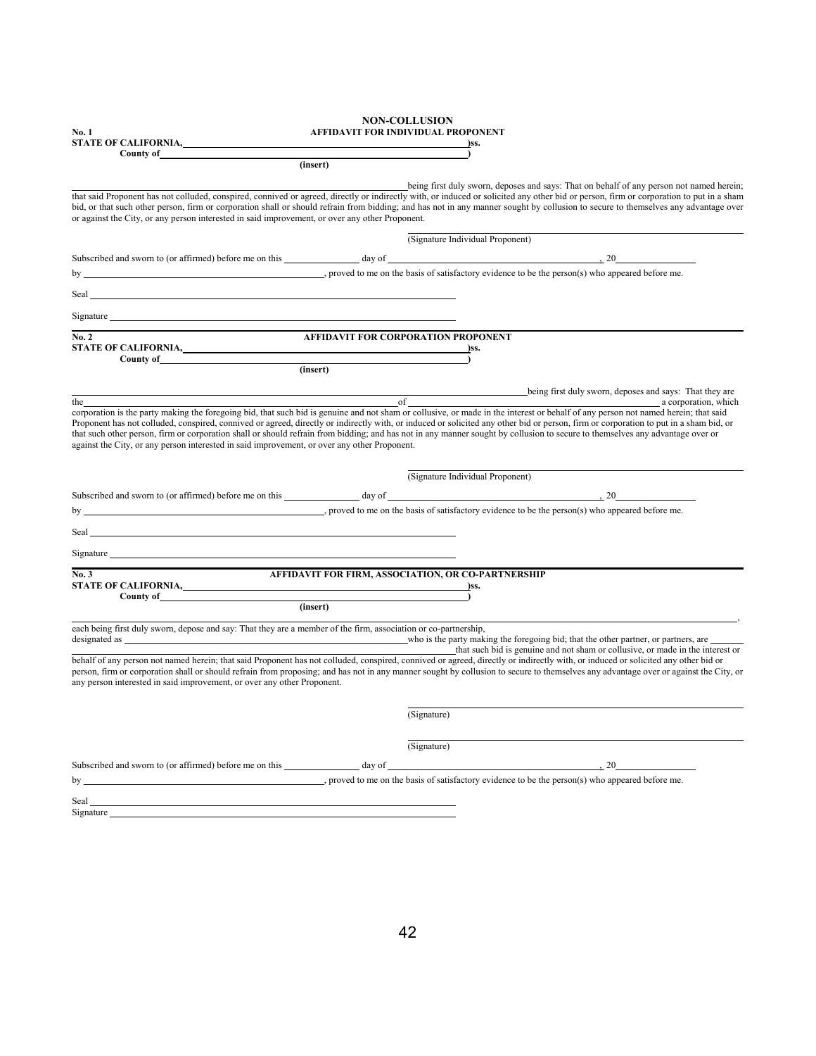## NON-COLLUSION

**No. 1** **AFFIDAVIT FOR INDIVIDUAL PROPONENT**

**STATE OF CALIFORNIA,** ______________________________ **)ss.**

**County of** ______________________________ **)**

**(insert)**

______________________________ being first duly sworn, deposes and says: That on behalf of any person not named herein; that said Proponent has not colluded, conspired, connived or agreed, directly or indirectly with, or induced or solicited any other bid or person, firm or corporation to put in a sham bid, or that such other person, firm or corporation shall or should refrain from bidding; and has not in any manner sought by collusion to secure to themselves any advantage over or against the City, or any person interested in said improvement, or over any other Proponent.

______________________________
(Signature Individual Proponent)

Subscribed and sworn to (or affirmed) before me on this __________ day of ______________________, 20__________

by ______________________________, proved to me on the basis of satisfactory evidence to be the person(s) who appeared before me.

Seal ______________________________

Signature ______________________________

---

**No. 2** **AFFIDAVIT FOR CORPORATION PROPONENT**

**STATE OF CALIFORNIA,** ______________________________ **)ss.**

**County of** ______________________________ **)**

**(insert)**

______________________________ being first duly sworn, deposes and says: That they are the ______________________________ of ______________________________ a corporation, which corporation is the party making the foregoing bid, that such bid is genuine and not sham or collusive, or made in the interest or behalf of any person not named herein; that said Proponent has not colluded, conspired, connived or agreed, directly or indirectly with, or induced or solicited any other bid or person, firm or corporation to put in a sham bid, or that such other person, firm or corporation shall or should refrain from bidding; and has not in any manner sought by collusion to secure to themselves any advantage over or against the City, or any person interested in said improvement, or over any other Proponent.

______________________________
(Signature Individual Proponent)

Subscribed and sworn to (or affirmed) before me on this __________ day of ______________________, 20__________

by ______________________________, proved to me on the basis of satisfactory evidence to be the person(s) who appeared before me.

Seal ______________________________

Signature ______________________________

---

**No. 3** **AFFIDAVIT FOR FIRM, ASSOCIATION, OR CO-PARTNERSHIP**

**STATE OF CALIFORNIA,** ______________________________ **)ss.**

**County of** ______________________________ **)**

**(insert)**

______________________________,

each being first duly sworn, depose and say: That they are a member of the firm, association or co-partnership, designated as ______________________________ who is the party making the foregoing bid; that the other partner, or partners, are ______________________________ that such bid is genuine and not sham or collusive, or made in the interest or behalf of any person not named herein; that said Proponent has not colluded, conspired, connived or agreed, directly or indirectly with, or induced or solicited any other bid or person, firm or corporation shall or should refrain from proposing; and has not in any manner sought by collusion to secure to themselves any advantage over or against the City, or any person interested in said improvement, or over any other Proponent.

______________________________
(Signature)

______________________________
(Signature)

Subscribed and sworn to (or affirmed) before me on this __________ day of ______________________, 20__________

by ______________________________, proved to me on the basis of satisfactory evidence to be the person(s) who appeared before me.

Seal ______________________________

Signature ______________________________